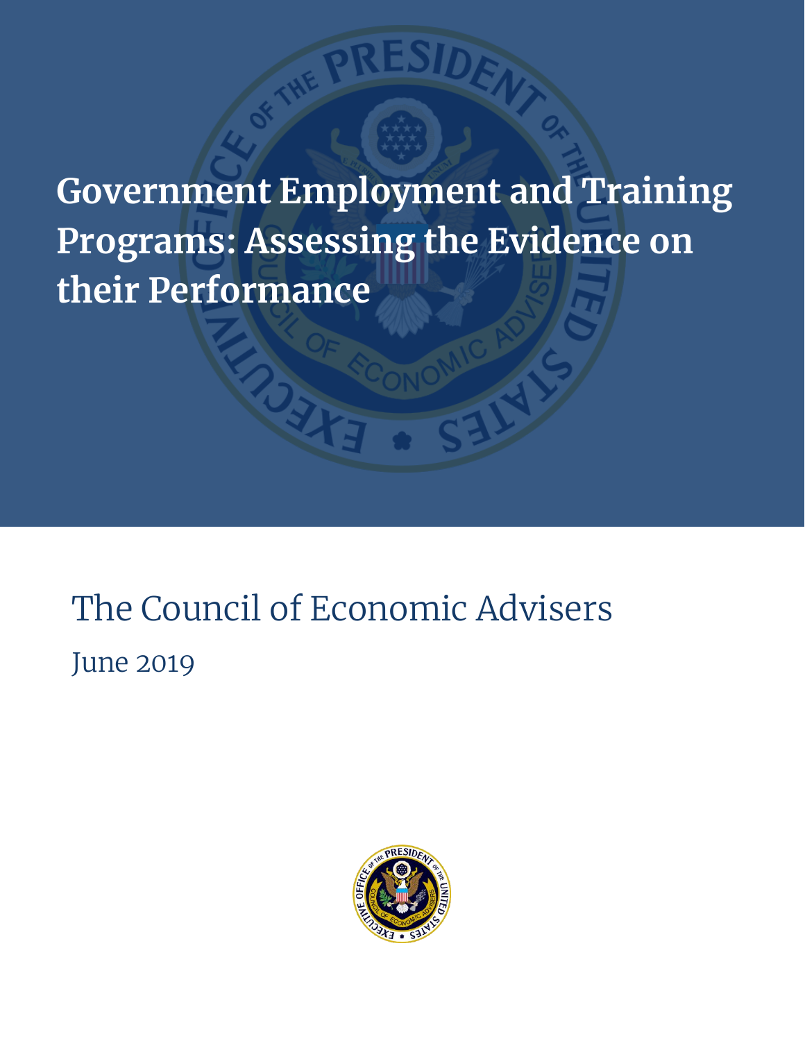# Government Employment and Training Programs: Assessing the Evidence on their Performance

The Council of Economic Advisers

June 2019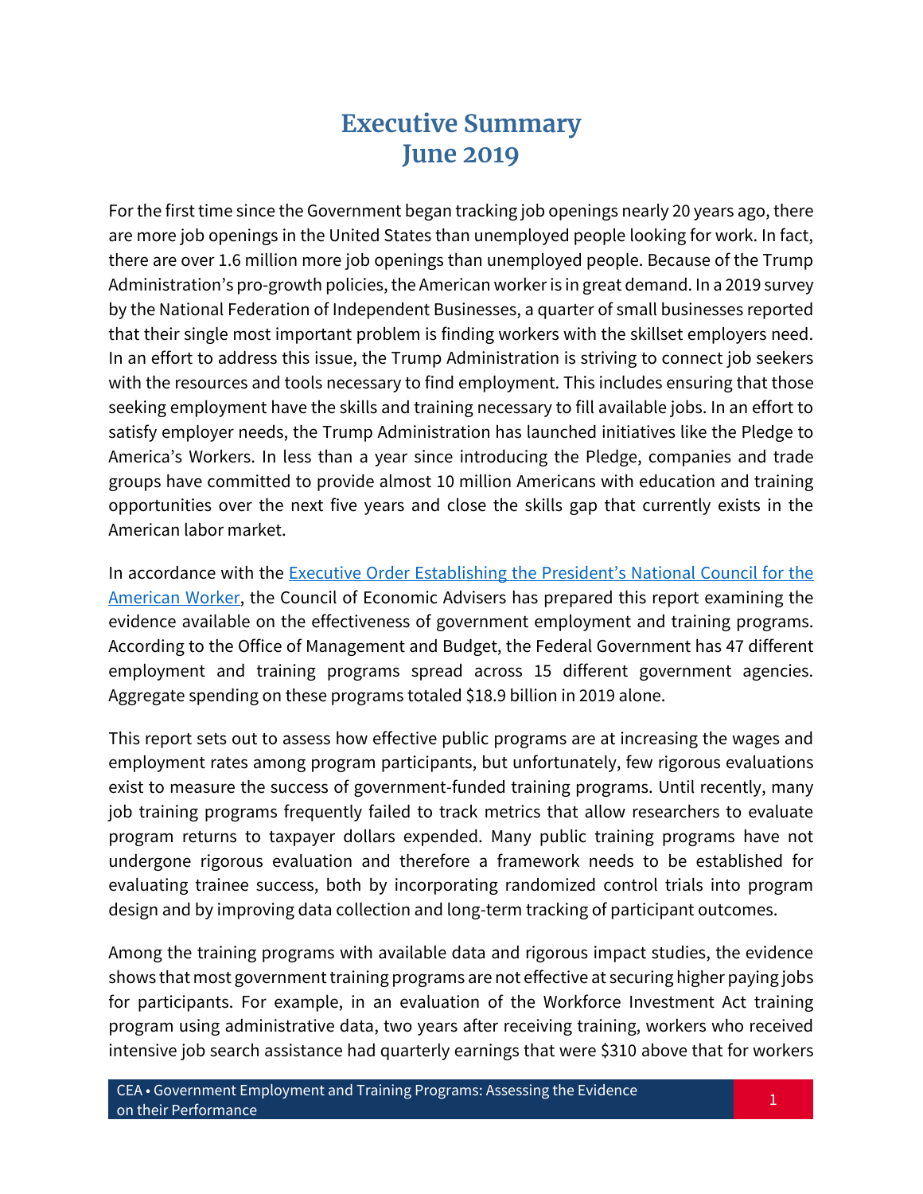# Executive Summary
# June 2019

For the first time since the Government began tracking job openings nearly 20 years ago, there are more job openings in the United States than unemployed people looking for work. In fact, there are over 1.6 million more job openings than unemployed people. Because of the Trump Administration's pro-growth policies, the American worker is in great demand. In a 2019 survey by the National Federation of Independent Businesses, a quarter of small businesses reported that their single most important problem is finding workers with the skillset employers need. In an effort to address this issue, the Trump Administration is striving to connect job seekers with the resources and tools necessary to find employment. This includes ensuring that those seeking employment have the skills and training necessary to fill available jobs. In an effort to satisfy employer needs, the Trump Administration has launched initiatives like the Pledge to America's Workers. In less than a year since introducing the Pledge, companies and trade groups have committed to provide almost 10 million Americans with education and training opportunities over the next five years and close the skills gap that currently exists in the American labor market.

In accordance with the Executive Order Establishing the President's National Council for the American Worker, the Council of Economic Advisers has prepared this report examining the evidence available on the effectiveness of government employment and training programs. According to the Office of Management and Budget, the Federal Government has 47 different employment and training programs spread across 15 different government agencies. Aggregate spending on these programs totaled $18.9 billion in 2019 alone.

This report sets out to assess how effective public programs are at increasing the wages and employment rates among program participants, but unfortunately, few rigorous evaluations exist to measure the success of government-funded training programs. Until recently, many job training programs frequently failed to track metrics that allow researchers to evaluate program returns to taxpayer dollars expended. Many public training programs have not undergone rigorous evaluation and therefore a framework needs to be established for evaluating trainee success, both by incorporating randomized control trials into program design and by improving data collection and long-term tracking of participant outcomes.

Among the training programs with available data and rigorous impact studies, the evidence shows that most government training programs are not effective at securing higher paying jobs for participants. For example, in an evaluation of the Workforce Investment Act training program using administrative data, two years after receiving training, workers who received intensive job search assistance had quarterly earnings that were $310 above that for workers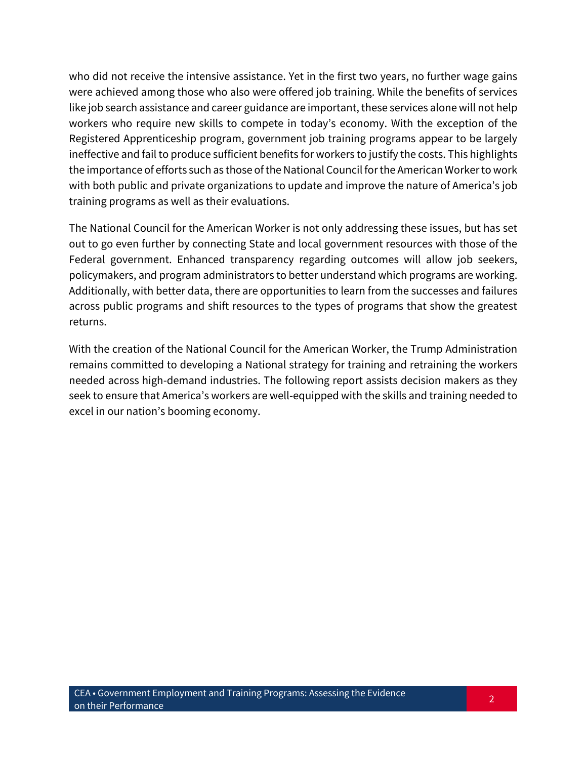who did not receive the intensive assistance. Yet in the first two years, no further wage gains were achieved among those who also were offered job training. While the benefits of services like job search assistance and career guidance are important, these services alone will not help workers who require new skills to compete in today's economy. With the exception of the Registered Apprenticeship program, government job training programs appear to be largely ineffective and fail to produce sufficient benefits for workers to justify the costs. This highlights the importance of efforts such as those of the National Council for the American Worker to work with both public and private organizations to update and improve the nature of America's job training programs as well as their evaluations.

The National Council for the American Worker is not only addressing these issues, but has set out to go even further by connecting State and local government resources with those of the Federal government. Enhanced transparency regarding outcomes will allow job seekers, policymakers, and program administrators to better understand which programs are working. Additionally, with better data, there are opportunities to learn from the successes and failures across public programs and shift resources to the types of programs that show the greatest returns.

With the creation of the National Council for the American Worker, the Trump Administration remains committed to developing a National strategy for training and retraining the workers needed across high-demand industries. The following report assists decision makers as they seek to ensure that America's workers are well-equipped with the skills and training needed to excel in our nation's booming economy.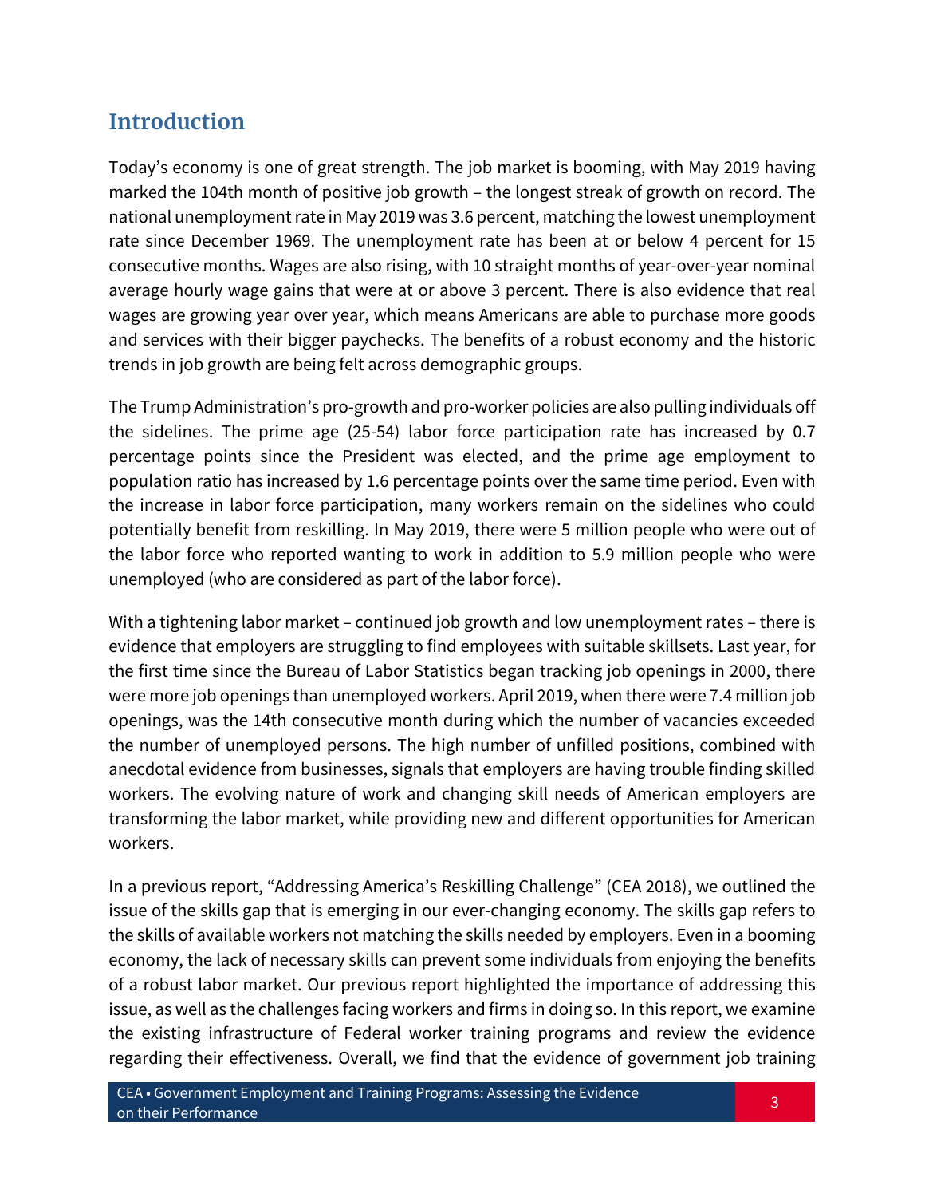## Introduction

Today's economy is one of great strength. The job market is booming, with May 2019 having marked the 104th month of positive job growth – the longest streak of growth on record. The national unemployment rate in May 2019 was 3.6 percent, matching the lowest unemployment rate since December 1969. The unemployment rate has been at or below 4 percent for 15 consecutive months. Wages are also rising, with 10 straight months of year-over-year nominal average hourly wage gains that were at or above 3 percent. There is also evidence that real wages are growing year over year, which means Americans are able to purchase more goods and services with their bigger paychecks. The benefits of a robust economy and the historic trends in job growth are being felt across demographic groups.

The Trump Administration's pro-growth and pro-worker policies are also pulling individuals off the sidelines. The prime age (25-54) labor force participation rate has increased by 0.7 percentage points since the President was elected, and the prime age employment to population ratio has increased by 1.6 percentage points over the same time period. Even with the increase in labor force participation, many workers remain on the sidelines who could potentially benefit from reskilling. In May 2019, there were 5 million people who were out of the labor force who reported wanting to work in addition to 5.9 million people who were unemployed (who are considered as part of the labor force).

With a tightening labor market – continued job growth and low unemployment rates – there is evidence that employers are struggling to find employees with suitable skillsets. Last year, for the first time since the Bureau of Labor Statistics began tracking job openings in 2000, there were more job openings than unemployed workers. April 2019, when there were 7.4 million job openings, was the 14th consecutive month during which the number of vacancies exceeded the number of unemployed persons. The high number of unfilled positions, combined with anecdotal evidence from businesses, signals that employers are having trouble finding skilled workers. The evolving nature of work and changing skill needs of American employers are transforming the labor market, while providing new and different opportunities for American workers.

In a previous report, "Addressing America's Reskilling Challenge" (CEA 2018), we outlined the issue of the skills gap that is emerging in our ever-changing economy. The skills gap refers to the skills of available workers not matching the skills needed by employers. Even in a booming economy, the lack of necessary skills can prevent some individuals from enjoying the benefits of a robust labor market. Our previous report highlighted the importance of addressing this issue, as well as the challenges facing workers and firms in doing so. In this report, we examine the existing infrastructure of Federal worker training programs and review the evidence regarding their effectiveness. Overall, we find that the evidence of government job training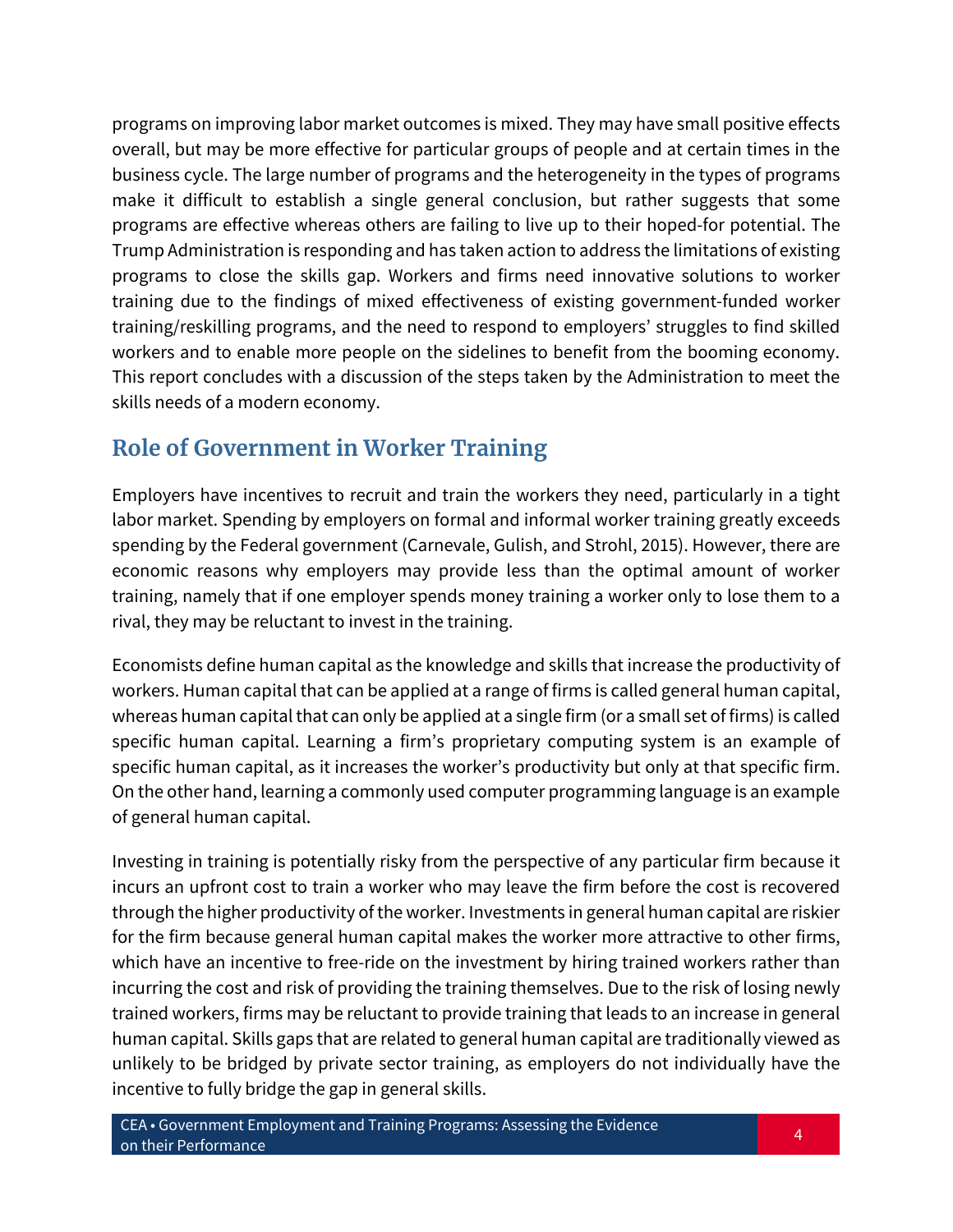programs on improving labor market outcomes is mixed. They may have small positive effects overall, but may be more effective for particular groups of people and at certain times in the business cycle. The large number of programs and the heterogeneity in the types of programs make it difficult to establish a single general conclusion, but rather suggests that some programs are effective whereas others are failing to live up to their hoped-for potential. The Trump Administration is responding and has taken action to address the limitations of existing programs to close the skills gap. Workers and firms need innovative solutions to worker training due to the findings of mixed effectiveness of existing government-funded worker training/reskilling programs, and the need to respond to employers' struggles to find skilled workers and to enable more people on the sidelines to benefit from the booming economy. This report concludes with a discussion of the steps taken by the Administration to meet the skills needs of a modern economy.

## Role of Government in Worker Training

Employers have incentives to recruit and train the workers they need, particularly in a tight labor market. Spending by employers on formal and informal worker training greatly exceeds spending by the Federal government (Carnevale, Gulish, and Strohl, 2015). However, there are economic reasons why employers may provide less than the optimal amount of worker training, namely that if one employer spends money training a worker only to lose them to a rival, they may be reluctant to invest in the training.

Economists define human capital as the knowledge and skills that increase the productivity of workers. Human capital that can be applied at a range of firms is called general human capital, whereas human capital that can only be applied at a single firm (or a small set of firms) is called specific human capital. Learning a firm's proprietary computing system is an example of specific human capital, as it increases the worker's productivity but only at that specific firm. On the other hand, learning a commonly used computer programming language is an example of general human capital.

Investing in training is potentially risky from the perspective of any particular firm because it incurs an upfront cost to train a worker who may leave the firm before the cost is recovered through the higher productivity of the worker. Investments in general human capital are riskier for the firm because general human capital makes the worker more attractive to other firms, which have an incentive to free-ride on the investment by hiring trained workers rather than incurring the cost and risk of providing the training themselves. Due to the risk of losing newly trained workers, firms may be reluctant to provide training that leads to an increase in general human capital. Skills gaps that are related to general human capital are traditionally viewed as unlikely to be bridged by private sector training, as employers do not individually have the incentive to fully bridge the gap in general skills.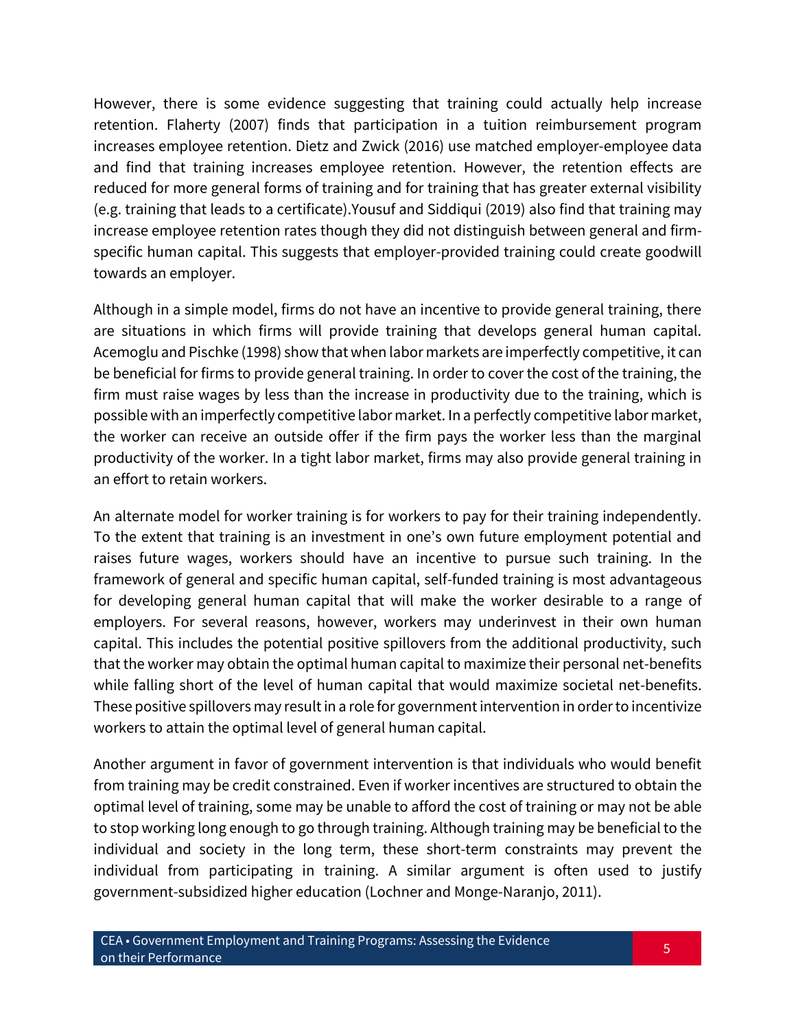However, there is some evidence suggesting that training could actually help increase retention. Flaherty (2007) finds that participation in a tuition reimbursement program increases employee retention. Dietz and Zwick (2016) use matched employer-employee data and find that training increases employee retention. However, the retention effects are reduced for more general forms of training and for training that has greater external visibility (e.g. training that leads to a certificate).Yousuf and Siddiqui (2019) also find that training may increase employee retention rates though they did not distinguish between general and firm-specific human capital. This suggests that employer-provided training could create goodwill towards an employer.

Although in a simple model, firms do not have an incentive to provide general training, there are situations in which firms will provide training that develops general human capital. Acemoglu and Pischke (1998) show that when labor markets are imperfectly competitive, it can be beneficial for firms to provide general training. In order to cover the cost of the training, the firm must raise wages by less than the increase in productivity due to the training, which is possible with an imperfectly competitive labor market. In a perfectly competitive labor market, the worker can receive an outside offer if the firm pays the worker less than the marginal productivity of the worker. In a tight labor market, firms may also provide general training in an effort to retain workers.

An alternate model for worker training is for workers to pay for their training independently. To the extent that training is an investment in one's own future employment potential and raises future wages, workers should have an incentive to pursue such training. In the framework of general and specific human capital, self-funded training is most advantageous for developing general human capital that will make the worker desirable to a range of employers. For several reasons, however, workers may underinvest in their own human capital. This includes the potential positive spillovers from the additional productivity, such that the worker may obtain the optimal human capital to maximize their personal net-benefits while falling short of the level of human capital that would maximize societal net-benefits. These positive spillovers may result in a role for government intervention in order to incentivize workers to attain the optimal level of general human capital.

Another argument in favor of government intervention is that individuals who would benefit from training may be credit constrained. Even if worker incentives are structured to obtain the optimal level of training, some may be unable to afford the cost of training or may not be able to stop working long enough to go through training. Although training may be beneficial to the individual and society in the long term, these short-term constraints may prevent the individual from participating in training. A similar argument is often used to justify government-subsidized higher education (Lochner and Monge-Naranjo, 2011).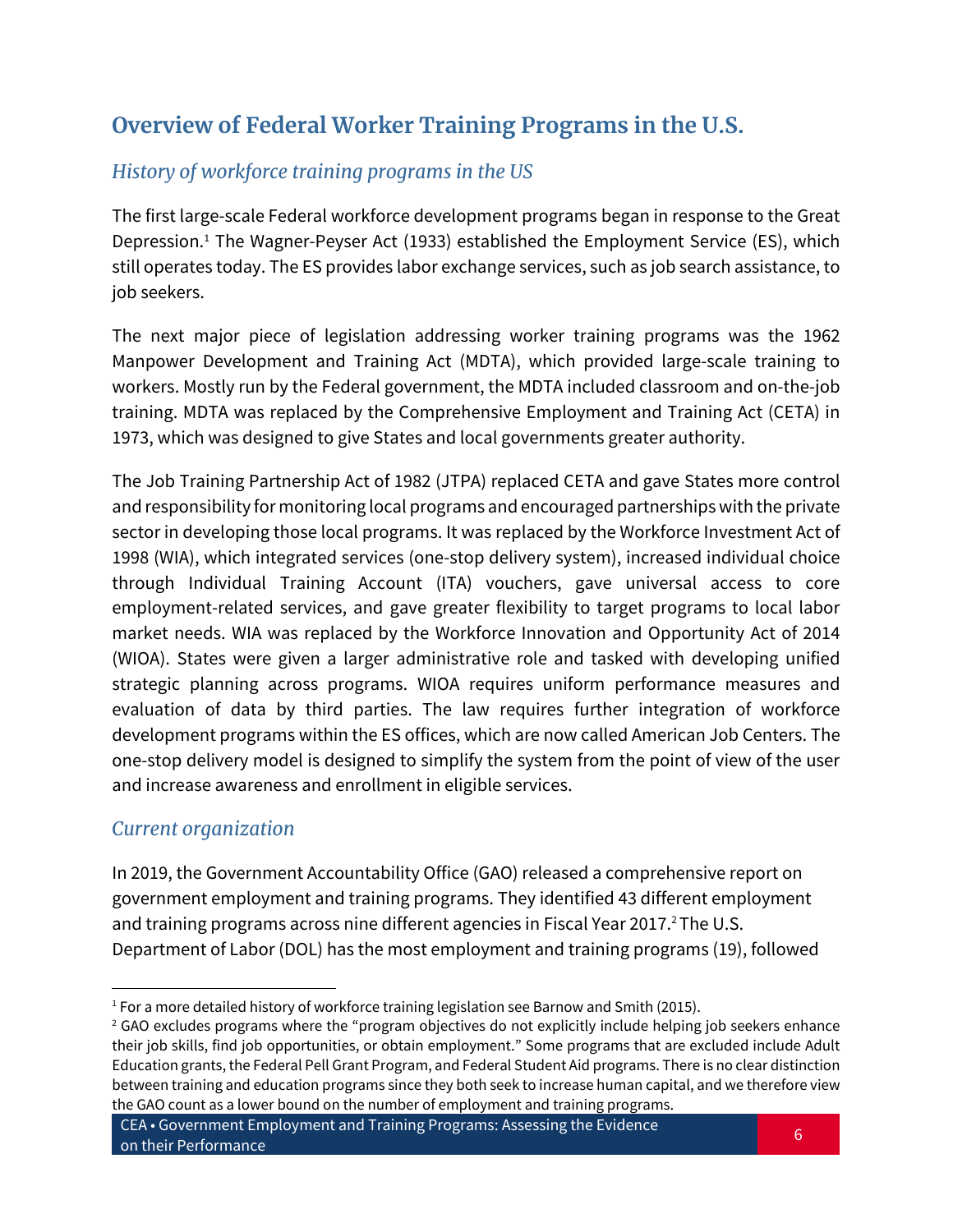# Overview of Federal Worker Training Programs in the U.S.

## *History of workforce training programs in the US*

The first large-scale Federal workforce development programs began in response to the Great Depression.[1] The Wagner-Peyser Act (1933) established the Employment Service (ES), which still operates today. The ES provides labor exchange services, such as job search assistance, to job seekers.

The next major piece of legislation addressing worker training programs was the 1962 Manpower Development and Training Act (MDTA), which provided large-scale training to workers. Mostly run by the Federal government, the MDTA included classroom and on-the-job training. MDTA was replaced by the Comprehensive Employment and Training Act (CETA) in 1973, which was designed to give States and local governments greater authority.

The Job Training Partnership Act of 1982 (JTPA) replaced CETA and gave States more control and responsibility for monitoring local programs and encouraged partnerships with the private sector in developing those local programs. It was replaced by the Workforce Investment Act of 1998 (WIA), which integrated services (one-stop delivery system), increased individual choice through Individual Training Account (ITA) vouchers, gave universal access to core employment-related services, and gave greater flexibility to target programs to local labor market needs. WIA was replaced by the Workforce Innovation and Opportunity Act of 2014 (WIOA). States were given a larger administrative role and tasked with developing unified strategic planning across programs. WIOA requires uniform performance measures and evaluation of data by third parties. The law requires further integration of workforce development programs within the ES offices, which are now called American Job Centers. The one-stop delivery model is designed to simplify the system from the point of view of the user and increase awareness and enrollment in eligible services.

## *Current organization*

In 2019, the Government Accountability Office (GAO) released a comprehensive report on government employment and training programs. They identified 43 different employment and training programs across nine different agencies in Fiscal Year 2017.[2] The U.S. Department of Labor (DOL) has the most employment and training programs (19), followed

---

[1] For a more detailed history of workforce training legislation see Barnow and Smith (2015).

[2] GAO excludes programs where the "program objectives do not explicitly include helping job seekers enhance their job skills, find job opportunities, or obtain employment." Some programs that are excluded include Adult Education grants, the Federal Pell Grant Program, and Federal Student Aid programs. There is no clear distinction between training and education programs since they both seek to increase human capital, and we therefore view the GAO count as a lower bound on the number of employment and training programs.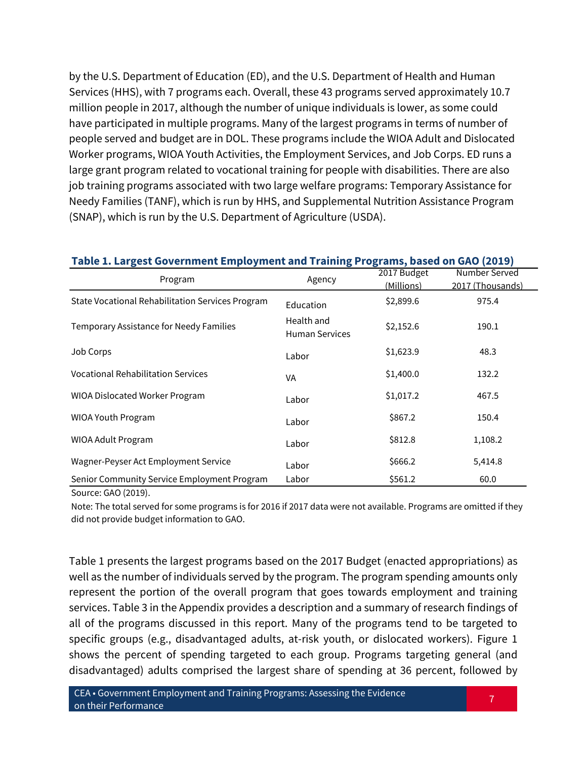by the U.S. Department of Education (ED), and the U.S. Department of Health and Human Services (HHS), with 7 programs each. Overall, these 43 programs served approximately 10.7 million people in 2017, although the number of unique individuals is lower, as some could have participated in multiple programs. Many of the largest programs in terms of number of people served and budget are in DOL. These programs include the WIOA Adult and Dislocated Worker programs, WIOA Youth Activities, the Employment Services, and Job Corps. ED runs a large grant program related to vocational training for people with disabilities. There are also job training programs associated with two large welfare programs: Temporary Assistance for Needy Families (TANF), which is run by HHS, and Supplemental Nutrition Assistance Program (SNAP), which is run by the U.S. Department of Agriculture (USDA).

**Table 1. Largest Government Employment and Training Programs, based on GAO (2019)**

| Program | Agency | 2017 Budget (Millions) | Number Served 2017 (Thousands) |
|---|---|---|---|
| State Vocational Rehabilitation Services Program | Education | $2,899.6 | 975.4 |
| Temporary Assistance for Needy Families | Health and Human Services | $2,152.6 | 190.1 |
| Job Corps | Labor | $1,623.9 | 48.3 |
| Vocational Rehabilitation Services | VA | $1,400.0 | 132.2 |
| WIOA Dislocated Worker Program | Labor | $1,017.2 | 467.5 |
| WIOA Youth Program | Labor | $867.2 | 150.4 |
| WIOA Adult Program | Labor | $812.8 | 1,108.2 |
| Wagner-Peyser Act Employment Service | Labor | $666.2 | 5,414.8 |
| Senior Community Service Employment Program | Labor | $561.2 | 60.0 |

Source: GAO (2019).

Note: The total served for some programs is for 2016 if 2017 data were not available. Programs are omitted if they did not provide budget information to GAO.

Table 1 presents the largest programs based on the 2017 Budget (enacted appropriations) as well as the number of individuals served by the program. The program spending amounts only represent the portion of the overall program that goes towards employment and training services. Table 3 in the Appendix provides a description and a summary of research findings of all of the programs discussed in this report. Many of the programs tend to be targeted to specific groups (e.g., disadvantaged adults, at-risk youth, or dislocated workers). Figure 1 shows the percent of spending targeted to each group. Programs targeting general (and disadvantaged) adults comprised the largest share of spending at 36 percent, followed by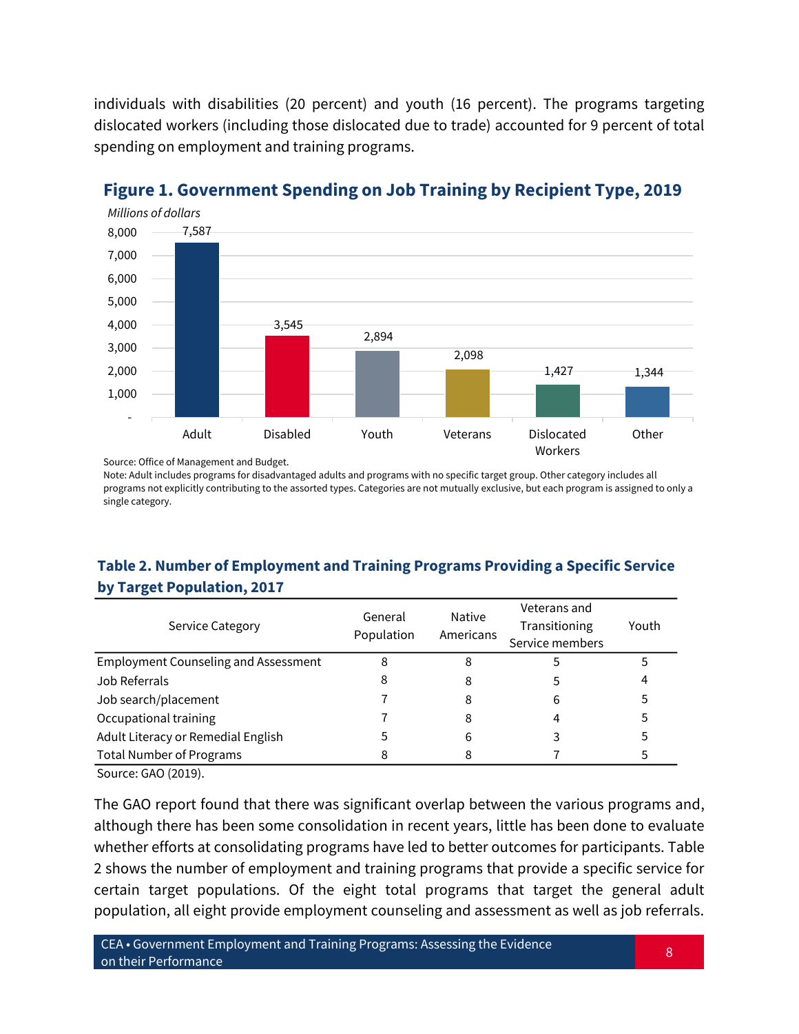individuals with disabilities (20 percent) and youth (16 percent). The programs targeting dislocated workers (including those dislocated due to trade) accounted for 9 percent of total spending on employment and training programs.

**Figure 1. Government Spending on Job Training by Recipient Type, 2019**

*Millions of dollars*

| Recipient Type | Millions of dollars |
|---|---|
| Adult | 7,587 |
| Disabled | 3,545 |
| Youth | 2,894 |
| Veterans | 2,098 |
| Dislocated Workers | 1,427 |
| Other | 1,344 |

Source: Office of Management and Budget.
Note: Adult includes programs for disadvantaged adults and programs with no specific target group. Other category includes all programs not explicitly contributing to the assorted types. Categories are not mutually exclusive, but each program is assigned to only a single category.

**Table 2. Number of Employment and Training Programs Providing a Specific Service by Target Population, 2017**

| Service Category | General Population | Native Americans | Veterans and Transitioning Service members | Youth |
|---|---|---|---|---|
| Employment Counseling and Assessment | 8 | 8 | 5 | 5 |
| Job Referrals | 8 | 8 | 5 | 4 |
| Job search/placement | 7 | 8 | 6 | 5 |
| Occupational training | 7 | 8 | 4 | 5 |
| Adult Literacy or Remedial English | 5 | 6 | 3 | 5 |
| Total Number of Programs | 8 | 8 | 7 | 5 |

Source: GAO (2019).

The GAO report found that there was significant overlap between the various programs and, although there has been some consolidation in recent years, little has been done to evaluate whether efforts at consolidating programs have led to better outcomes for participants. Table 2 shows the number of employment and training programs that provide a specific service for certain target populations. Of the eight total programs that target the general adult population, all eight provide employment counseling and assessment as well as job referrals.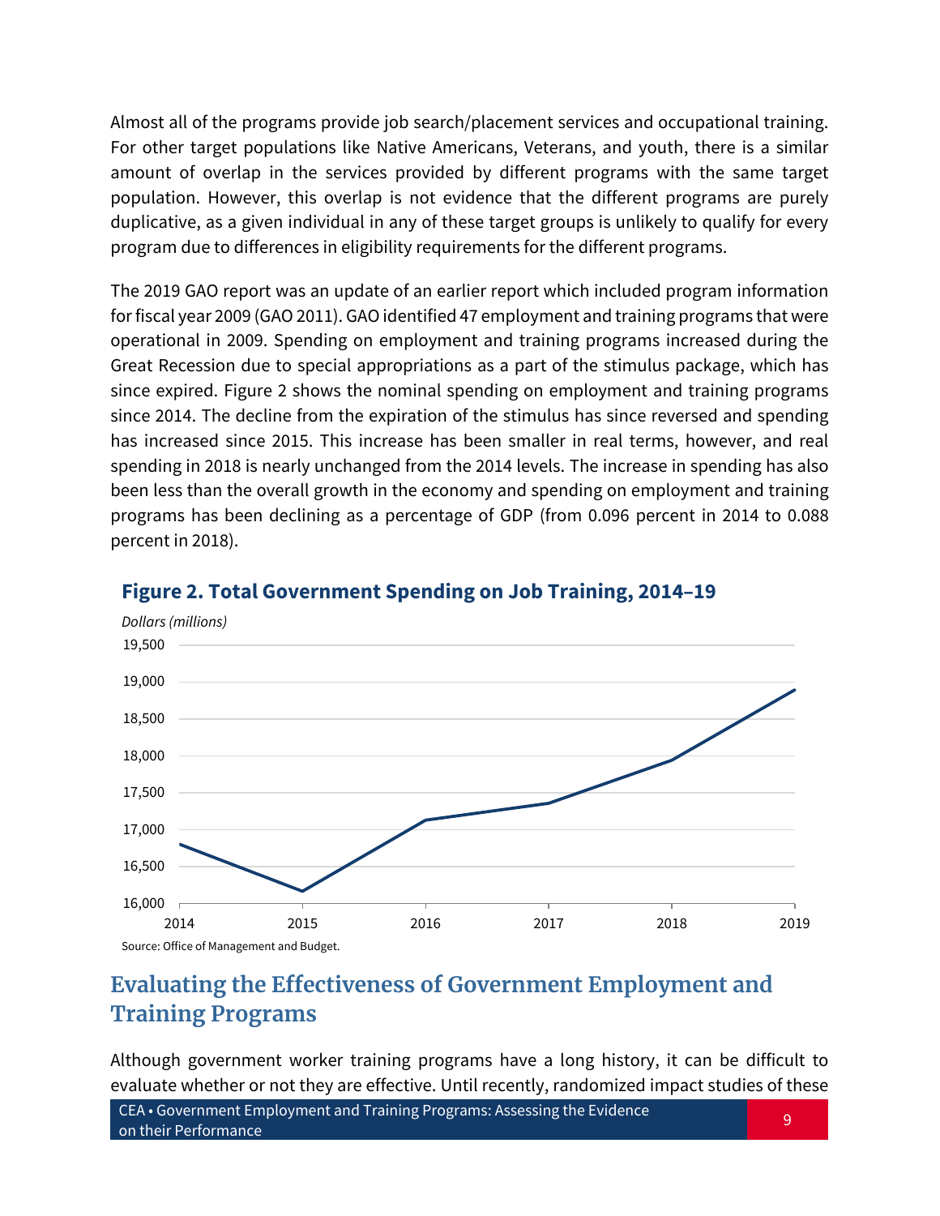Almost all of the programs provide job search/placement services and occupational training. For other target populations like Native Americans, Veterans, and youth, there is a similar amount of overlap in the services provided by different programs with the same target population. However, this overlap is not evidence that the different programs are purely duplicative, as a given individual in any of these target groups is unlikely to qualify for every program due to differences in eligibility requirements for the different programs.

The 2019 GAO report was an update of an earlier report which included program information for fiscal year 2009 (GAO 2011). GAO identified 47 employment and training programs that were operational in 2009. Spending on employment and training programs increased during the Great Recession due to special appropriations as a part of the stimulus package, which has since expired. Figure 2 shows the nominal spending on employment and training programs since 2014. The decline from the expiration of the stimulus has since reversed and spending has increased since 2015. This increase has been smaller in real terms, however, and real spending in 2018 is nearly unchanged from the 2014 levels. The increase in spending has also been less than the overall growth in the economy and spending on employment and training programs has been declining as a percentage of GDP (from 0.096 percent in 2014 to 0.088 percent in 2018).

**Figure 2. Total Government Spending on Job Training, 2014–19**

*Dollars (millions)*

Source: Office of Management and Budget.

## Evaluating the Effectiveness of Government Employment and Training Programs

Although government worker training programs have a long history, it can be difficult to evaluate whether or not they are effective. Until recently, randomized impact studies of these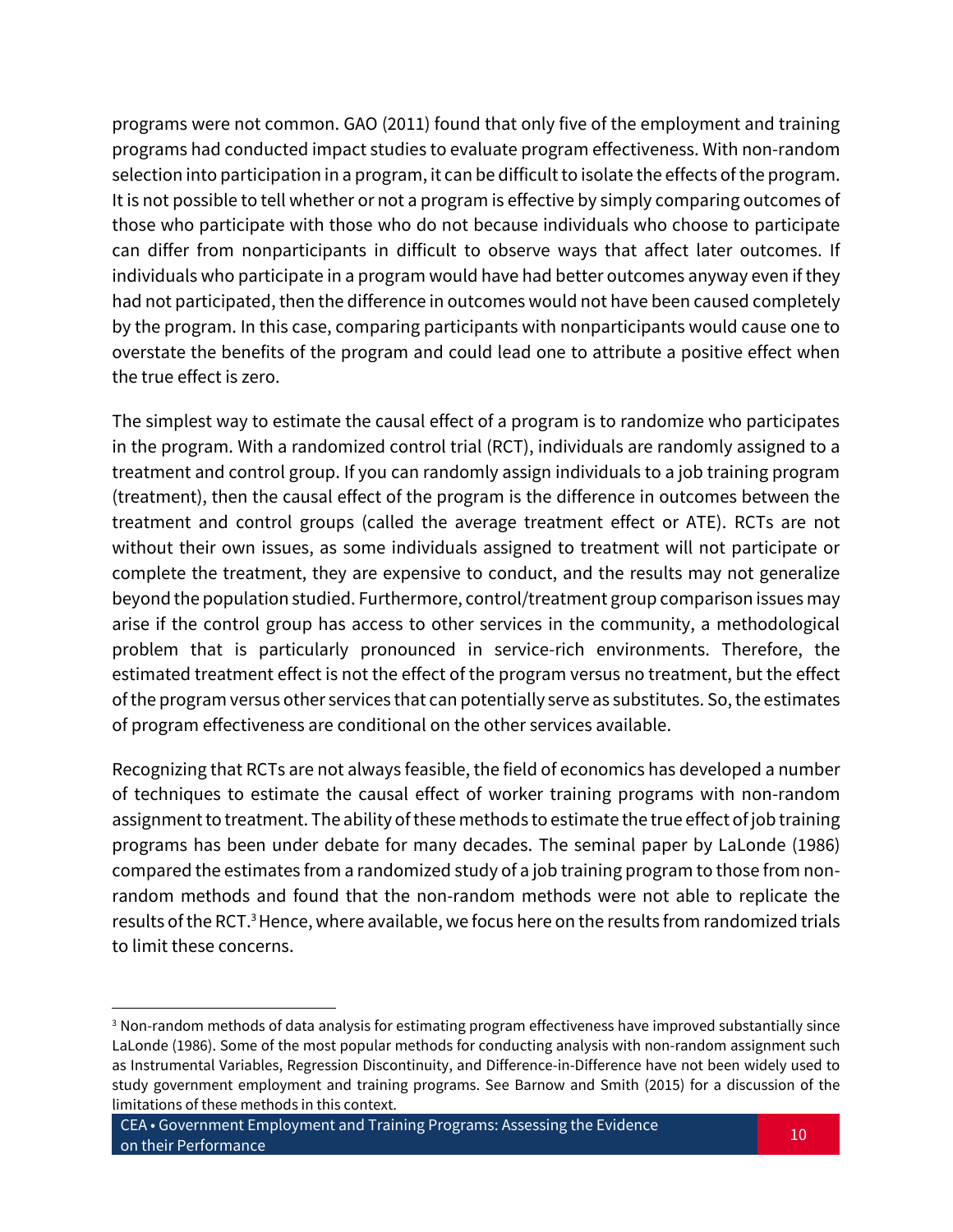programs were not common. GAO (2011) found that only five of the employment and training programs had conducted impact studies to evaluate program effectiveness. With non-random selection into participation in a program, it can be difficult to isolate the effects of the program. It is not possible to tell whether or not a program is effective by simply comparing outcomes of those who participate with those who do not because individuals who choose to participate can differ from nonparticipants in difficult to observe ways that affect later outcomes. If individuals who participate in a program would have had better outcomes anyway even if they had not participated, then the difference in outcomes would not have been caused completely by the program. In this case, comparing participants with nonparticipants would cause one to overstate the benefits of the program and could lead one to attribute a positive effect when the true effect is zero.

The simplest way to estimate the causal effect of a program is to randomize who participates in the program. With a randomized control trial (RCT), individuals are randomly assigned to a treatment and control group. If you can randomly assign individuals to a job training program (treatment), then the causal effect of the program is the difference in outcomes between the treatment and control groups (called the average treatment effect or ATE). RCTs are not without their own issues, as some individuals assigned to treatment will not participate or complete the treatment, they are expensive to conduct, and the results may not generalize beyond the population studied. Furthermore, control/treatment group comparison issues may arise if the control group has access to other services in the community, a methodological problem that is particularly pronounced in service-rich environments. Therefore, the estimated treatment effect is not the effect of the program versus no treatment, but the effect of the program versus other services that can potentially serve as substitutes. So, the estimates of program effectiveness are conditional on the other services available.

Recognizing that RCTs are not always feasible, the field of economics has developed a number of techniques to estimate the causal effect of worker training programs with non-random assignment to treatment. The ability of these methods to estimate the true effect of job training programs has been under debate for many decades. The seminal paper by LaLonde (1986) compared the estimates from a randomized study of a job training program to those from non-random methods and found that the non-random methods were not able to replicate the results of the RCT.[3] Hence, where available, we focus here on the results from randomized trials to limit these concerns.

[3] Non-random methods of data analysis for estimating program effectiveness have improved substantially since LaLonde (1986). Some of the most popular methods for conducting analysis with non-random assignment such as Instrumental Variables, Regression Discontinuity, and Difference-in-Difference have not been widely used to study government employment and training programs. See Barnow and Smith (2015) for a discussion of the limitations of these methods in this context.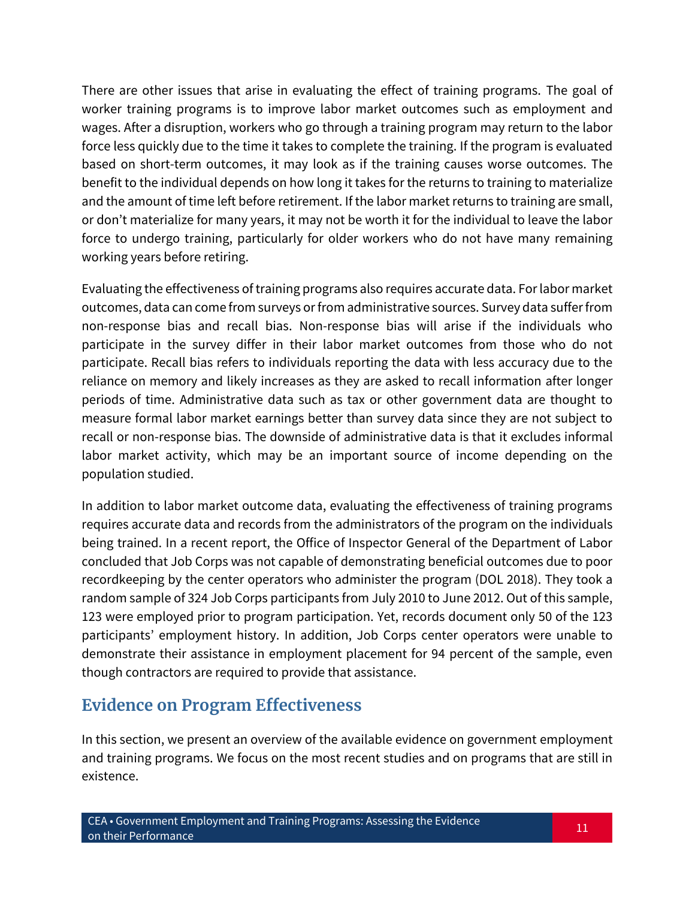There are other issues that arise in evaluating the effect of training programs. The goal of worker training programs is to improve labor market outcomes such as employment and wages. After a disruption, workers who go through a training program may return to the labor force less quickly due to the time it takes to complete the training. If the program is evaluated based on short-term outcomes, it may look as if the training causes worse outcomes. The benefit to the individual depends on how long it takes for the returns to training to materialize and the amount of time left before retirement. If the labor market returns to training are small, or don't materialize for many years, it may not be worth it for the individual to leave the labor force to undergo training, particularly for older workers who do not have many remaining working years before retiring.

Evaluating the effectiveness of training programs also requires accurate data. For labor market outcomes, data can come from surveys or from administrative sources. Survey data suffer from non-response bias and recall bias. Non-response bias will arise if the individuals who participate in the survey differ in their labor market outcomes from those who do not participate. Recall bias refers to individuals reporting the data with less accuracy due to the reliance on memory and likely increases as they are asked to recall information after longer periods of time. Administrative data such as tax or other government data are thought to measure formal labor market earnings better than survey data since they are not subject to recall or non-response bias. The downside of administrative data is that it excludes informal labor market activity, which may be an important source of income depending on the population studied.

In addition to labor market outcome data, evaluating the effectiveness of training programs requires accurate data and records from the administrators of the program on the individuals being trained. In a recent report, the Office of Inspector General of the Department of Labor concluded that Job Corps was not capable of demonstrating beneficial outcomes due to poor recordkeeping by the center operators who administer the program (DOL 2018). They took a random sample of 324 Job Corps participants from July 2010 to June 2012. Out of this sample, 123 were employed prior to program participation. Yet, records document only 50 of the 123 participants' employment history. In addition, Job Corps center operators were unable to demonstrate their assistance in employment placement for 94 percent of the sample, even though contractors are required to provide that assistance.

## Evidence on Program Effectiveness

In this section, we present an overview of the available evidence on government employment and training programs. We focus on the most recent studies and on programs that are still in existence.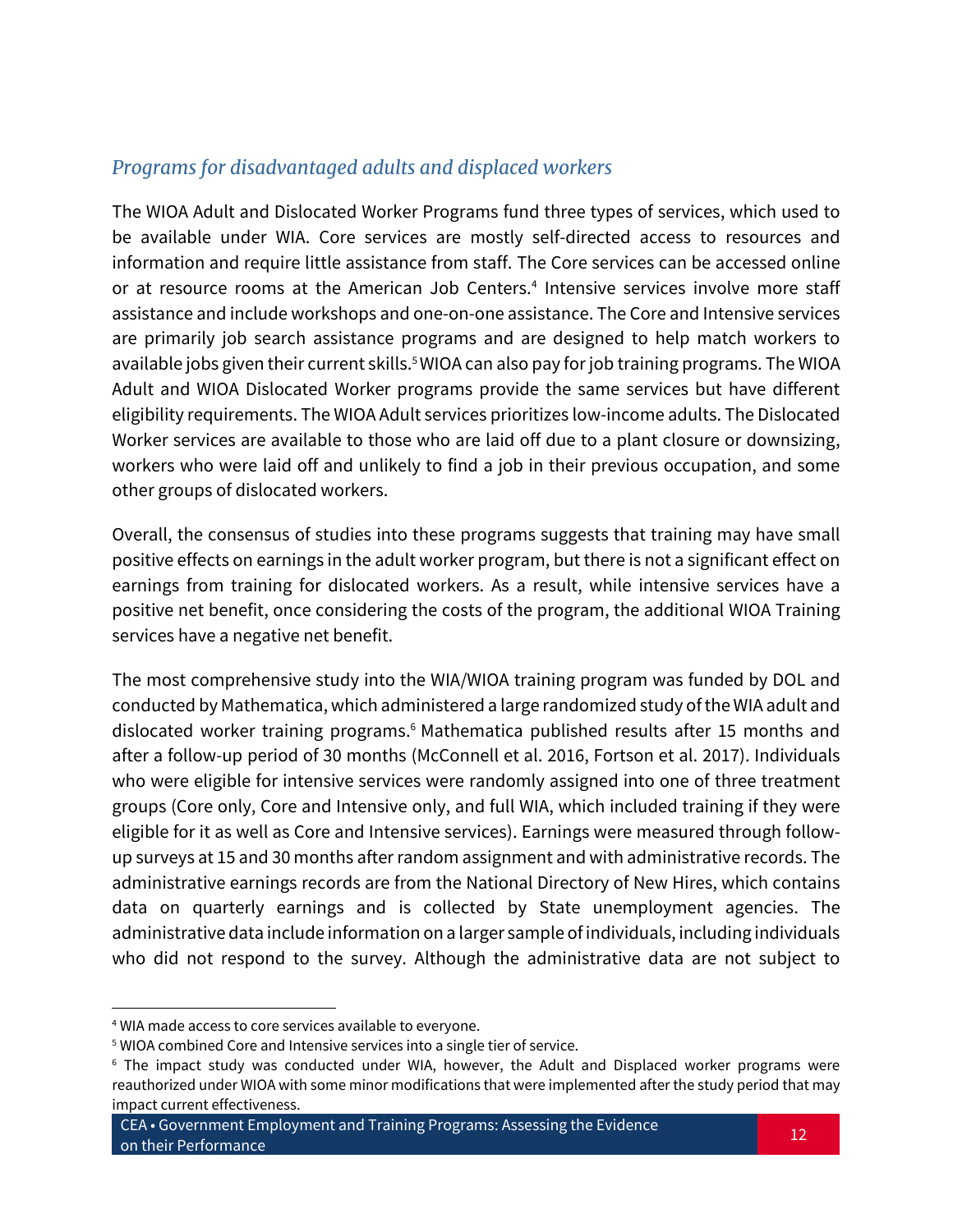### *Programs for disadvantaged adults and displaced workers*

The WIOA Adult and Dislocated Worker Programs fund three types of services, which used to be available under WIA. Core services are mostly self-directed access to resources and information and require little assistance from staff. The Core services can be accessed online or at resource rooms at the American Job Centers.[4] Intensive services involve more staff assistance and include workshops and one-on-one assistance. The Core and Intensive services are primarily job search assistance programs and are designed to help match workers to available jobs given their current skills.[5] WIOA can also pay for job training programs. The WIOA Adult and WIOA Dislocated Worker programs provide the same services but have different eligibility requirements. The WIOA Adult services prioritizes low-income adults. The Dislocated Worker services are available to those who are laid off due to a plant closure or downsizing, workers who were laid off and unlikely to find a job in their previous occupation, and some other groups of dislocated workers.

Overall, the consensus of studies into these programs suggests that training may have small positive effects on earnings in the adult worker program, but there is not a significant effect on earnings from training for dislocated workers. As a result, while intensive services have a positive net benefit, once considering the costs of the program, the additional WIOA Training services have a negative net benefit.

The most comprehensive study into the WIA/WIOA training program was funded by DOL and conducted by Mathematica, which administered a large randomized study of the WIA adult and dislocated worker training programs.[6] Mathematica published results after 15 months and after a follow-up period of 30 months (McConnell et al. 2016, Fortson et al. 2017). Individuals who were eligible for intensive services were randomly assigned into one of three treatment groups (Core only, Core and Intensive only, and full WIA, which included training if they were eligible for it as well as Core and Intensive services). Earnings were measured through follow-up surveys at 15 and 30 months after random assignment and with administrative records. The administrative earnings records are from the National Directory of New Hires, which contains data on quarterly earnings and is collected by State unemployment agencies. The administrative data include information on a larger sample of individuals, including individuals who did not respond to the survey. Although the administrative data are not subject to

---

[4] WIA made access to core services available to everyone.

[5] WIOA combined Core and Intensive services into a single tier of service.

[6] The impact study was conducted under WIA, however, the Adult and Displaced worker programs were reauthorized under WIOA with some minor modifications that were implemented after the study period that may impact current effectiveness.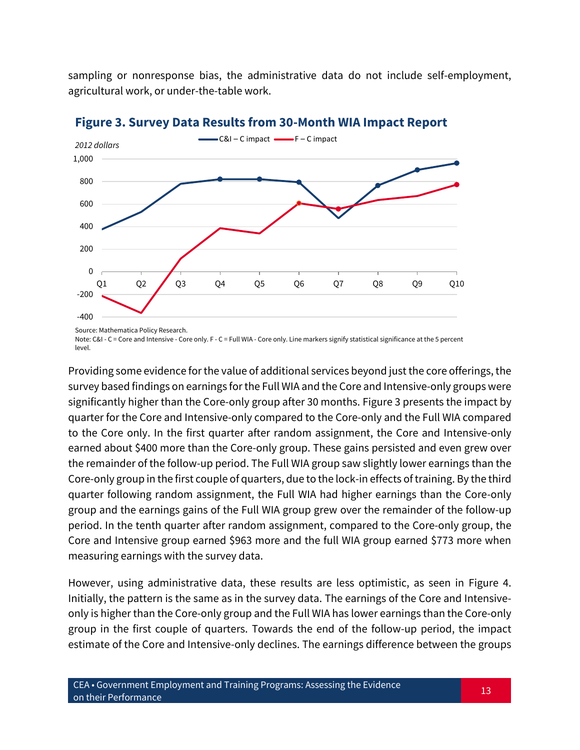sampling or nonresponse bias, the administrative data do not include self-employment, agricultural work, or under-the-table work.

## Figure 3. Survey Data Results from 30-Month WIA Impact Report

Source: Mathematica Policy Research.

Note: C&I - C = Core and Intensive - Core only. F - C = Full WIA - Core only. Line markers signify statistical significance at the 5 percent level.

Providing some evidence for the value of additional services beyond just the core offerings, the survey based findings on earnings for the Full WIA and the Core and Intensive-only groups were significantly higher than the Core-only group after 30 months. Figure 3 presents the impact by quarter for the Core and Intensive-only compared to the Core-only and the Full WIA compared to the Core only. In the first quarter after random assignment, the Core and Intensive-only earned about $400 more than the Core-only group. These gains persisted and even grew over the remainder of the follow-up period. The Full WIA group saw slightly lower earnings than the Core-only group in the first couple of quarters, due to the lock-in effects of training. By the third quarter following random assignment, the Full WIA had higher earnings than the Core-only group and the earnings gains of the Full WIA group grew over the remainder of the follow-up period. In the tenth quarter after random assignment, compared to the Core-only group, the Core and Intensive group earned $963 more and the full WIA group earned $773 more when measuring earnings with the survey data.

However, using administrative data, these results are less optimistic, as seen in Figure 4. Initially, the pattern is the same as in the survey data. The earnings of the Core and Intensive-only is higher than the Core-only group and the Full WIA has lower earnings than the Core-only group in the first couple of quarters. Towards the end of the follow-up period, the impact estimate of the Core and Intensive-only declines. The earnings difference between the groups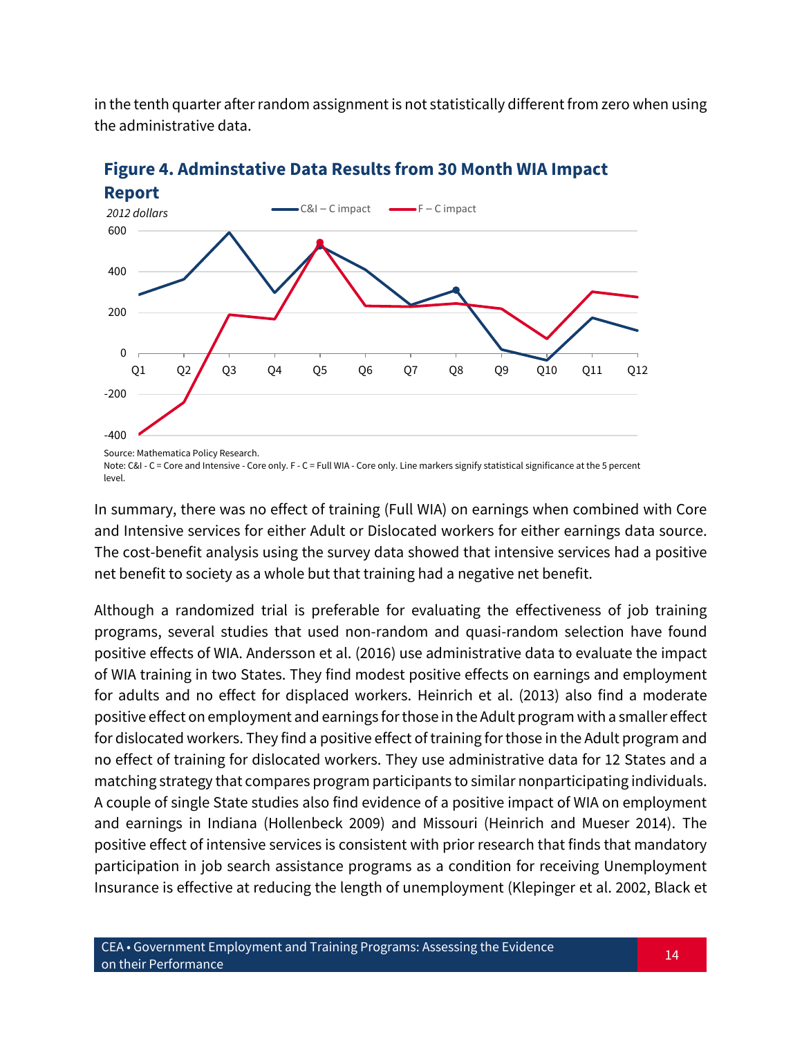in the tenth quarter after random assignment is not statistically different from zero when using the administrative data.

**Figure 4. Adminstative Data Results from 30 Month WIA Impact Report**

Source: Mathematica Policy Research.
Note: C&I - C = Core and Intensive - Core only. F - C = Full WIA - Core only. Line markers signify statistical significance at the 5 percent level.

In summary, there was no effect of training (Full WIA) on earnings when combined with Core and Intensive services for either Adult or Dislocated workers for either earnings data source. The cost-benefit analysis using the survey data showed that intensive services had a positive net benefit to society as a whole but that training had a negative net benefit.

Although a randomized trial is preferable for evaluating the effectiveness of job training programs, several studies that used non-random and quasi-random selection have found positive effects of WIA. Andersson et al. (2016) use administrative data to evaluate the impact of WIA training in two States. They find modest positive effects on earnings and employment for adults and no effect for displaced workers. Heinrich et al. (2013) also find a moderate positive effect on employment and earnings for those in the Adult program with a smaller effect for dislocated workers. They find a positive effect of training for those in the Adult program and no effect of training for dislocated workers. They use administrative data for 12 States and a matching strategy that compares program participants to similar nonparticipating individuals. A couple of single State studies also find evidence of a positive impact of WIA on employment and earnings in Indiana (Hollenbeck 2009) and Missouri (Heinrich and Mueser 2014). The positive effect of intensive services is consistent with prior research that finds that mandatory participation in job search assistance programs as a condition for receiving Unemployment Insurance is effective at reducing the length of unemployment (Klepinger et al. 2002, Black et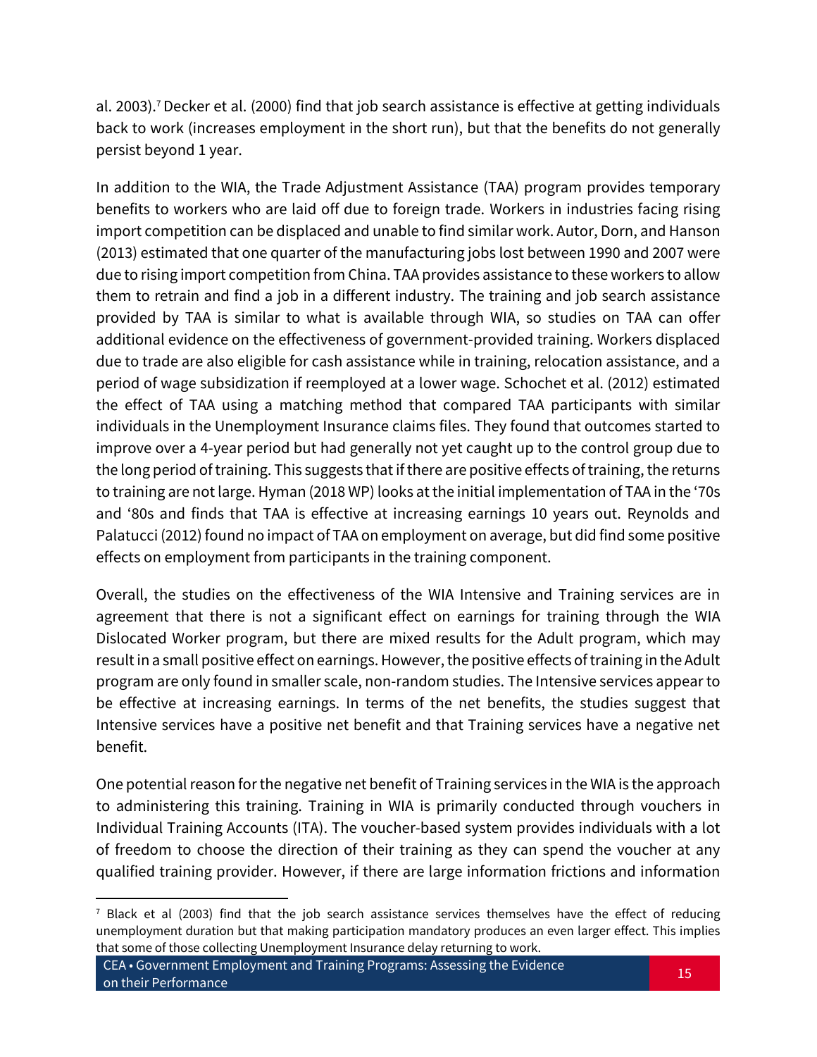al. 2003).[7] Decker et al. (2000) find that job search assistance is effective at getting individuals back to work (increases employment in the short run), but that the benefits do not generally persist beyond 1 year.

In addition to the WIA, the Trade Adjustment Assistance (TAA) program provides temporary benefits to workers who are laid off due to foreign trade. Workers in industries facing rising import competition can be displaced and unable to find similar work. Autor, Dorn, and Hanson (2013) estimated that one quarter of the manufacturing jobs lost between 1990 and 2007 were due to rising import competition from China. TAA provides assistance to these workers to allow them to retrain and find a job in a different industry. The training and job search assistance provided by TAA is similar to what is available through WIA, so studies on TAA can offer additional evidence on the effectiveness of government-provided training. Workers displaced due to trade are also eligible for cash assistance while in training, relocation assistance, and a period of wage subsidization if reemployed at a lower wage. Schochet et al. (2012) estimated the effect of TAA using a matching method that compared TAA participants with similar individuals in the Unemployment Insurance claims files. They found that outcomes started to improve over a 4-year period but had generally not yet caught up to the control group due to the long period of training. This suggests that if there are positive effects of training, the returns to training are not large. Hyman (2018 WP) looks at the initial implementation of TAA in the '70s and '80s and finds that TAA is effective at increasing earnings 10 years out. Reynolds and Palatucci (2012) found no impact of TAA on employment on average, but did find some positive effects on employment from participants in the training component.

Overall, the studies on the effectiveness of the WIA Intensive and Training services are in agreement that there is not a significant effect on earnings for training through the WIA Dislocated Worker program, but there are mixed results for the Adult program, which may result in a small positive effect on earnings. However, the positive effects of training in the Adult program are only found in smaller scale, non-random studies. The Intensive services appear to be effective at increasing earnings. In terms of the net benefits, the studies suggest that Intensive services have a positive net benefit and that Training services have a negative net benefit.

One potential reason for the negative net benefit of Training services in the WIA is the approach to administering this training. Training in WIA is primarily conducted through vouchers in Individual Training Accounts (ITA). The voucher-based system provides individuals with a lot of freedom to choose the direction of their training as they can spend the voucher at any qualified training provider. However, if there are large information frictions and information

[7] Black et al (2003) find that the job search assistance services themselves have the effect of reducing unemployment duration but that making participation mandatory produces an even larger effect. This implies that some of those collecting Unemployment Insurance delay returning to work.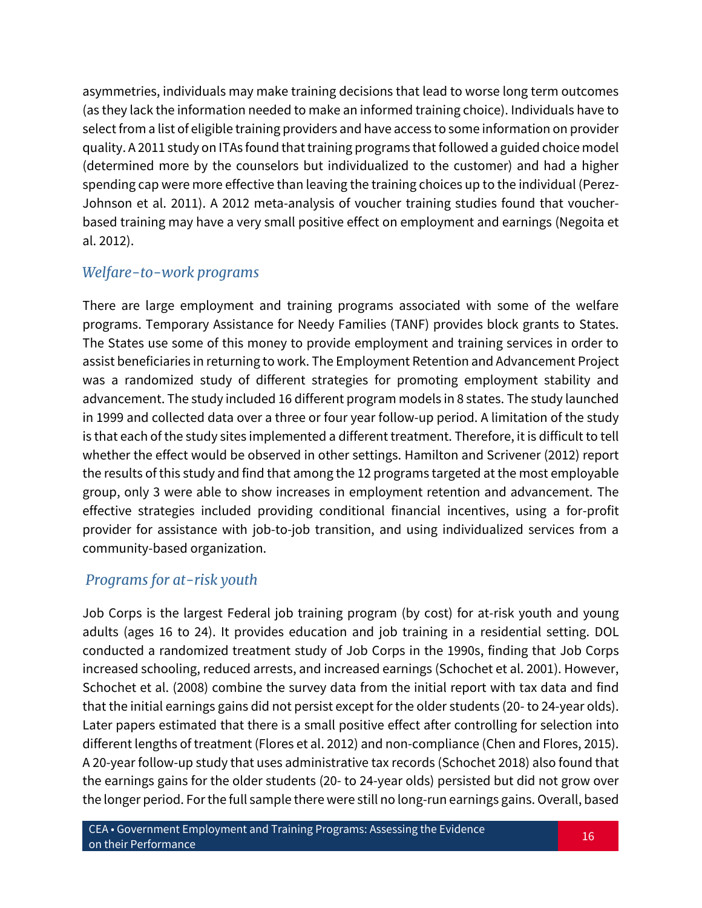asymmetries, individuals may make training decisions that lead to worse long term outcomes (as they lack the information needed to make an informed training choice). Individuals have to select from a list of eligible training providers and have access to some information on provider quality. A 2011 study on ITAs found that training programs that followed a guided choice model (determined more by the counselors but individualized to the customer) and had a higher spending cap were more effective than leaving the training choices up to the individual (Perez-Johnson et al. 2011). A 2012 meta-analysis of voucher training studies found that voucher-based training may have a very small positive effect on employment and earnings (Negoita et al. 2012).

### *Welfare-to-work programs*

There are large employment and training programs associated with some of the welfare programs. Temporary Assistance for Needy Families (TANF) provides block grants to States. The States use some of this money to provide employment and training services in order to assist beneficiaries in returning to work. The Employment Retention and Advancement Project was a randomized study of different strategies for promoting employment stability and advancement. The study included 16 different program models in 8 states. The study launched in 1999 and collected data over a three or four year follow-up period. A limitation of the study is that each of the study sites implemented a different treatment. Therefore, it is difficult to tell whether the effect would be observed in other settings. Hamilton and Scrivener (2012) report the results of this study and find that among the 12 programs targeted at the most employable group, only 3 were able to show increases in employment retention and advancement. The effective strategies included providing conditional financial incentives, using a for-profit provider for assistance with job-to-job transition, and using individualized services from a community-based organization.

### *Programs for at-risk youth*

Job Corps is the largest Federal job training program (by cost) for at-risk youth and young adults (ages 16 to 24). It provides education and job training in a residential setting. DOL conducted a randomized treatment study of Job Corps in the 1990s, finding that Job Corps increased schooling, reduced arrests, and increased earnings (Schochet et al. 2001). However, Schochet et al. (2008) combine the survey data from the initial report with tax data and find that the initial earnings gains did not persist except for the older students (20- to 24-year olds). Later papers estimated that there is a small positive effect after controlling for selection into different lengths of treatment (Flores et al. 2012) and non-compliance (Chen and Flores, 2015). A 20-year follow-up study that uses administrative tax records (Schochet 2018) also found that the earnings gains for the older students (20- to 24-year olds) persisted but did not grow over the longer period. For the full sample there were still no long-run earnings gains. Overall, based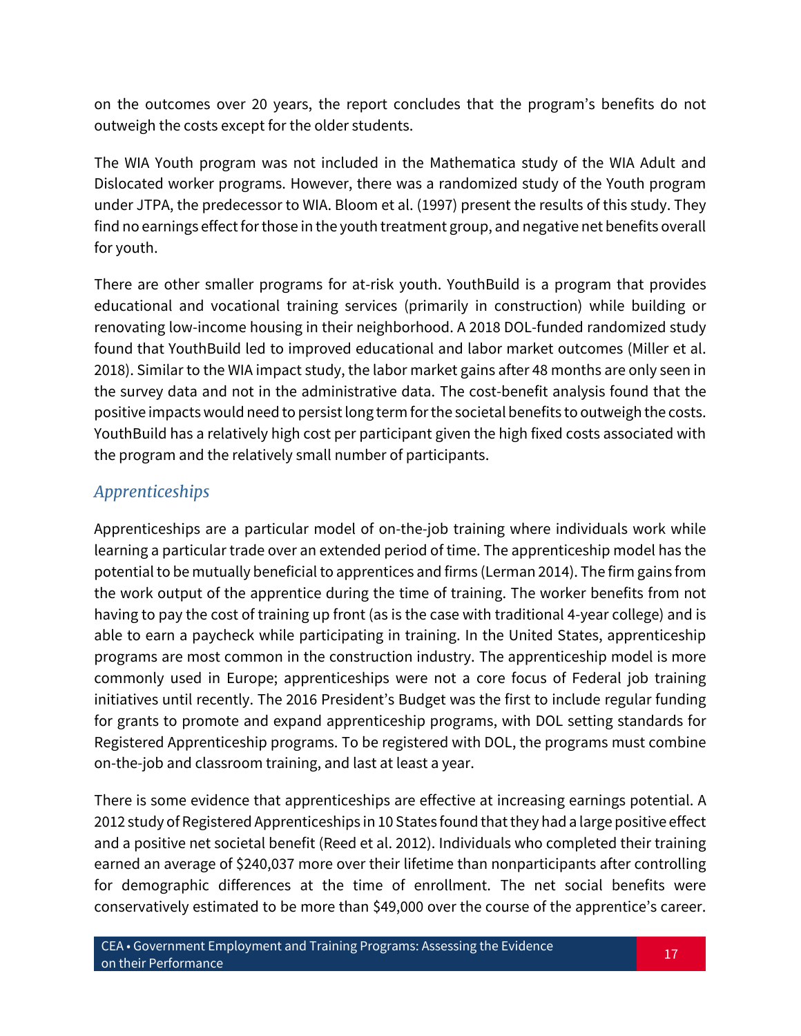on the outcomes over 20 years, the report concludes that the program's benefits do not outweigh the costs except for the older students.

The WIA Youth program was not included in the Mathematica study of the WIA Adult and Dislocated worker programs. However, there was a randomized study of the Youth program under JTPA, the predecessor to WIA. Bloom et al. (1997) present the results of this study. They find no earnings effect for those in the youth treatment group, and negative net benefits overall for youth.

There are other smaller programs for at-risk youth. YouthBuild is a program that provides educational and vocational training services (primarily in construction) while building or renovating low-income housing in their neighborhood. A 2018 DOL-funded randomized study found that YouthBuild led to improved educational and labor market outcomes (Miller et al. 2018). Similar to the WIA impact study, the labor market gains after 48 months are only seen in the survey data and not in the administrative data. The cost-benefit analysis found that the positive impacts would need to persist long term for the societal benefits to outweigh the costs. YouthBuild has a relatively high cost per participant given the high fixed costs associated with the program and the relatively small number of participants.

### *Apprenticeships*

Apprenticeships are a particular model of on-the-job training where individuals work while learning a particular trade over an extended period of time. The apprenticeship model has the potential to be mutually beneficial to apprentices and firms (Lerman 2014). The firm gains from the work output of the apprentice during the time of training. The worker benefits from not having to pay the cost of training up front (as is the case with traditional 4-year college) and is able to earn a paycheck while participating in training. In the United States, apprenticeship programs are most common in the construction industry. The apprenticeship model is more commonly used in Europe; apprenticeships were not a core focus of Federal job training initiatives until recently. The 2016 President's Budget was the first to include regular funding for grants to promote and expand apprenticeship programs, with DOL setting standards for Registered Apprenticeship programs. To be registered with DOL, the programs must combine on-the-job and classroom training, and last at least a year.

There is some evidence that apprenticeships are effective at increasing earnings potential. A 2012 study of Registered Apprenticeships in 10 States found that they had a large positive effect and a positive net societal benefit (Reed et al. 2012). Individuals who completed their training earned an average of $240,037 more over their lifetime than nonparticipants after controlling for demographic differences at the time of enrollment. The net social benefits were conservatively estimated to be more than $49,000 over the course of the apprentice's career.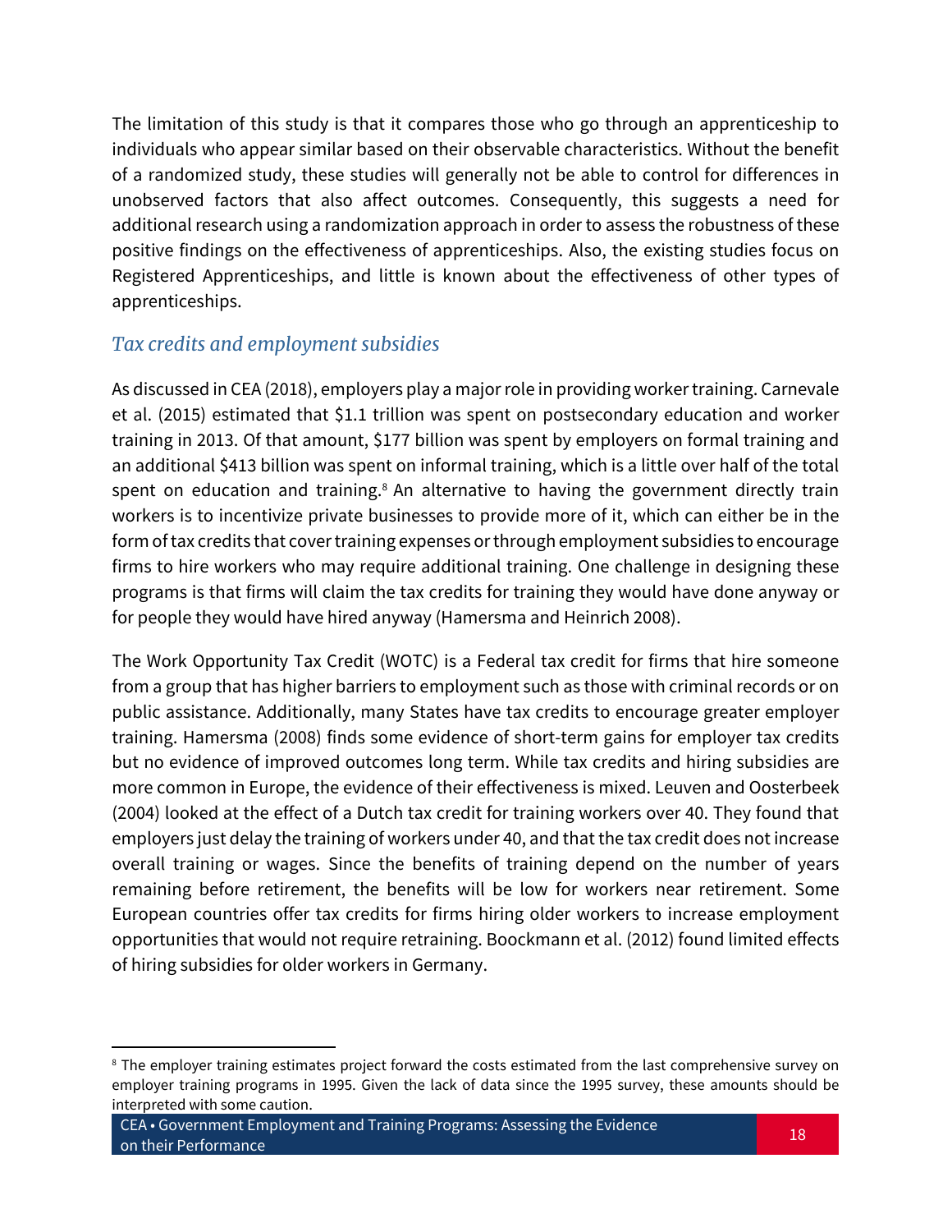The limitation of this study is that it compares those who go through an apprenticeship to individuals who appear similar based on their observable characteristics. Without the benefit of a randomized study, these studies will generally not be able to control for differences in unobserved factors that also affect outcomes. Consequently, this suggests a need for additional research using a randomization approach in order to assess the robustness of these positive findings on the effectiveness of apprenticeships. Also, the existing studies focus on Registered Apprenticeships, and little is known about the effectiveness of other types of apprenticeships.

### *Tax credits and employment subsidies*

As discussed in CEA (2018), employers play a major role in providing worker training. Carnevale et al. (2015) estimated that $1.1 trillion was spent on postsecondary education and worker training in 2013. Of that amount, $177 billion was spent by employers on formal training and an additional $413 billion was spent on informal training, which is a little over half of the total spent on education and training.[8] An alternative to having the government directly train workers is to incentivize private businesses to provide more of it, which can either be in the form of tax credits that cover training expenses or through employment subsidies to encourage firms to hire workers who may require additional training. One challenge in designing these programs is that firms will claim the tax credits for training they would have done anyway or for people they would have hired anyway (Hamersma and Heinrich 2008).

The Work Opportunity Tax Credit (WOTC) is a Federal tax credit for firms that hire someone from a group that has higher barriers to employment such as those with criminal records or on public assistance. Additionally, many States have tax credits to encourage greater employer training. Hamersma (2008) finds some evidence of short-term gains for employer tax credits but no evidence of improved outcomes long term. While tax credits and hiring subsidies are more common in Europe, the evidence of their effectiveness is mixed. Leuven and Oosterbeek (2004) looked at the effect of a Dutch tax credit for training workers over 40. They found that employers just delay the training of workers under 40, and that the tax credit does not increase overall training or wages. Since the benefits of training depend on the number of years remaining before retirement, the benefits will be low for workers near retirement. Some European countries offer tax credits for firms hiring older workers to increase employment opportunities that would not require retraining. Boockmann et al. (2012) found limited effects of hiring subsidies for older workers in Germany.

---

[8] The employer training estimates project forward the costs estimated from the last comprehensive survey on employer training programs in 1995. Given the lack of data since the 1995 survey, these amounts should be interpreted with some caution.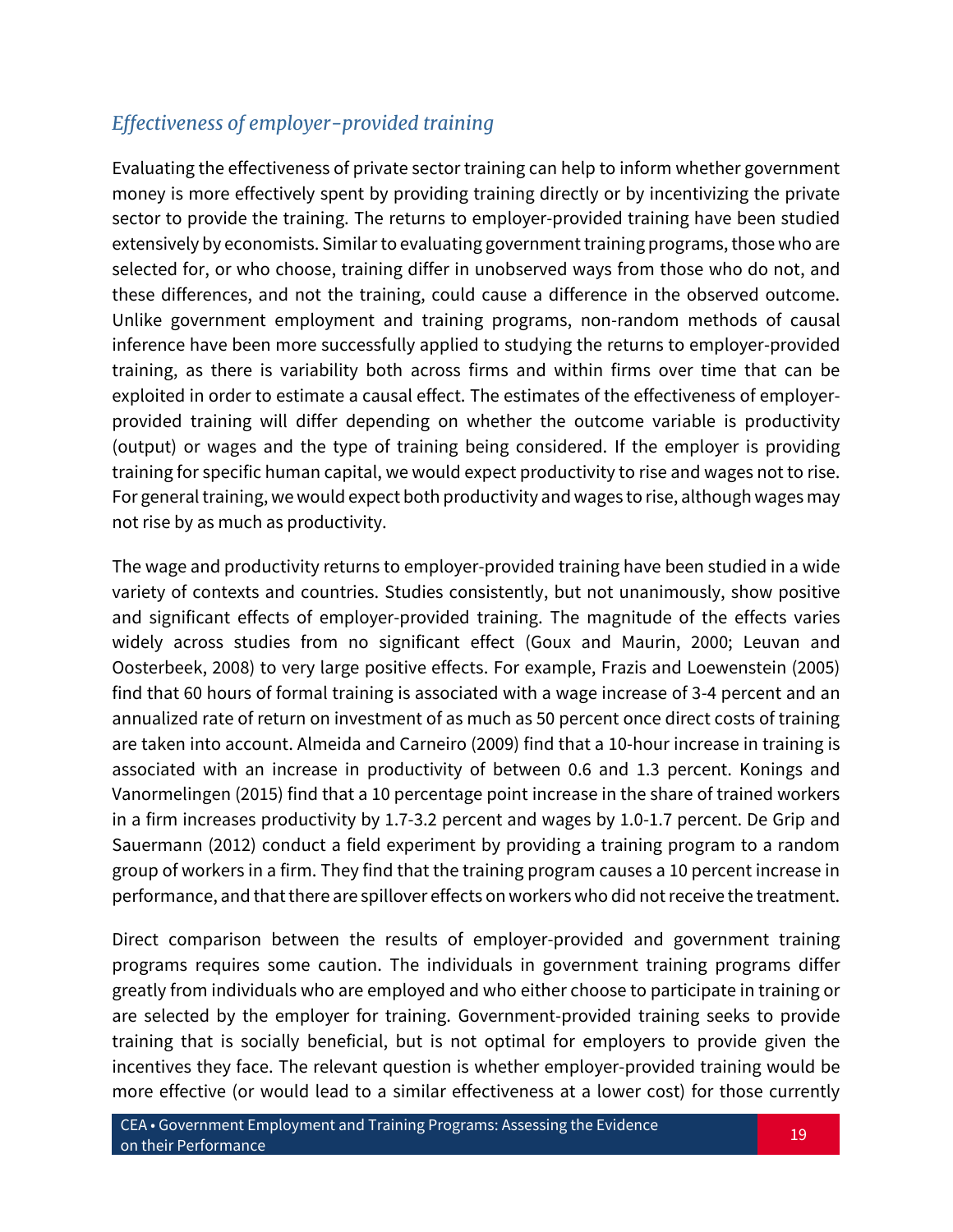### *Effectiveness of employer-provided training*

Evaluating the effectiveness of private sector training can help to inform whether government money is more effectively spent by providing training directly or by incentivizing the private sector to provide the training. The returns to employer-provided training have been studied extensively by economists. Similar to evaluating government training programs, those who are selected for, or who choose, training differ in unobserved ways from those who do not, and these differences, and not the training, could cause a difference in the observed outcome. Unlike government employment and training programs, non-random methods of causal inference have been more successfully applied to studying the returns to employer-provided training, as there is variability both across firms and within firms over time that can be exploited in order to estimate a causal effect. The estimates of the effectiveness of employer-provided training will differ depending on whether the outcome variable is productivity (output) or wages and the type of training being considered. If the employer is providing training for specific human capital, we would expect productivity to rise and wages not to rise. For general training, we would expect both productivity and wages to rise, although wages may not rise by as much as productivity.

The wage and productivity returns to employer-provided training have been studied in a wide variety of contexts and countries. Studies consistently, but not unanimously, show positive and significant effects of employer-provided training. The magnitude of the effects varies widely across studies from no significant effect (Goux and Maurin, 2000; Leuvan and Oosterbeek, 2008) to very large positive effects. For example, Frazis and Loewenstein (2005) find that 60 hours of formal training is associated with a wage increase of 3-4 percent and an annualized rate of return on investment of as much as 50 percent once direct costs of training are taken into account. Almeida and Carneiro (2009) find that a 10-hour increase in training is associated with an increase in productivity of between 0.6 and 1.3 percent. Konings and Vanormelingen (2015) find that a 10 percentage point increase in the share of trained workers in a firm increases productivity by 1.7-3.2 percent and wages by 1.0-1.7 percent. De Grip and Sauermann (2012) conduct a field experiment by providing a training program to a random group of workers in a firm. They find that the training program causes a 10 percent increase in performance, and that there are spillover effects on workers who did not receive the treatment.

Direct comparison between the results of employer-provided and government training programs requires some caution. The individuals in government training programs differ greatly from individuals who are employed and who either choose to participate in training or are selected by the employer for training. Government-provided training seeks to provide training that is socially beneficial, but is not optimal for employers to provide given the incentives they face. The relevant question is whether employer-provided training would be more effective (or would lead to a similar effectiveness at a lower cost) for those currently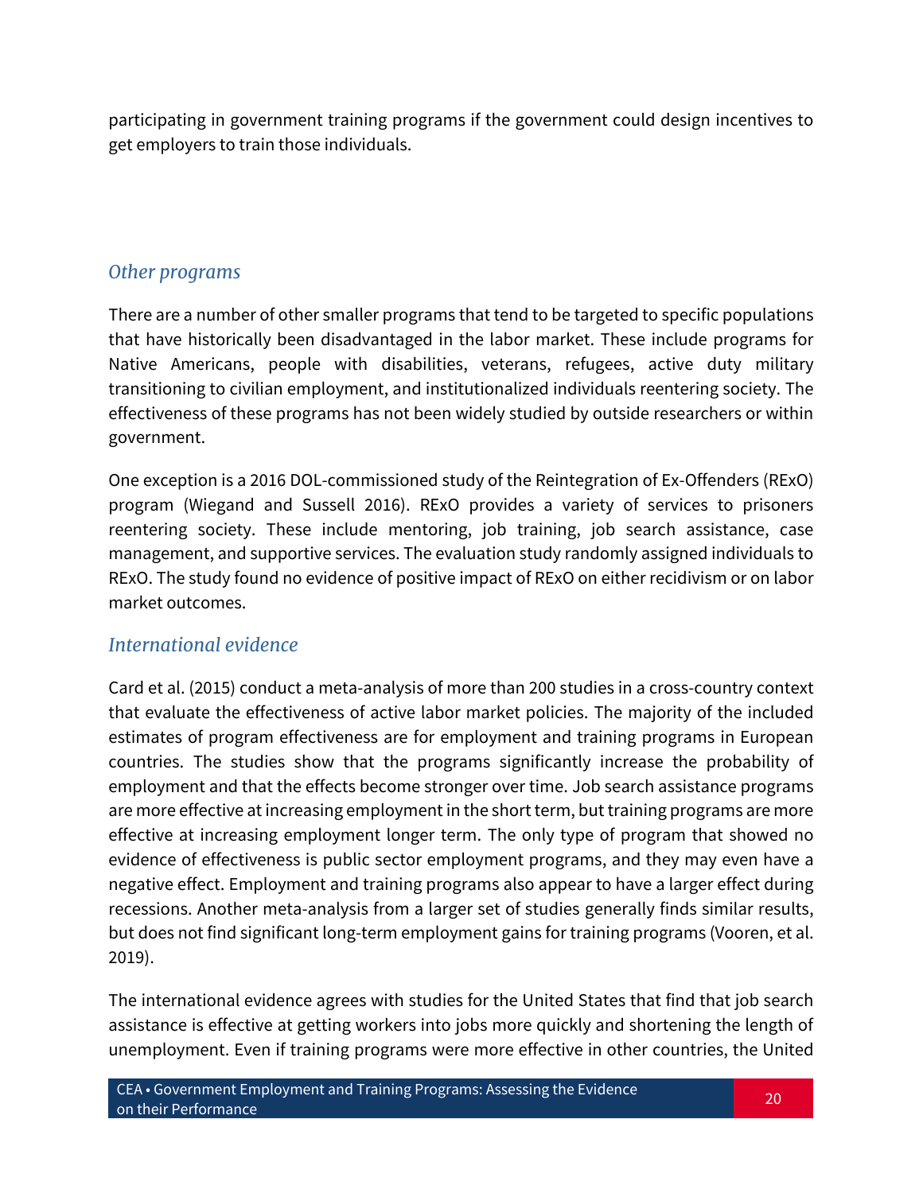participating in government training programs if the government could design incentives to get employers to train those individuals.

### *Other programs*

There are a number of other smaller programs that tend to be targeted to specific populations that have historically been disadvantaged in the labor market. These include programs for Native Americans, people with disabilities, veterans, refugees, active duty military transitioning to civilian employment, and institutionalized individuals reentering society. The effectiveness of these programs has not been widely studied by outside researchers or within government.

One exception is a 2016 DOL-commissioned study of the Reintegration of Ex-Offenders (RExO) program (Wiegand and Sussell 2016). RExO provides a variety of services to prisoners reentering society. These include mentoring, job training, job search assistance, case management, and supportive services. The evaluation study randomly assigned individuals to RExO. The study found no evidence of positive impact of RExO on either recidivism or on labor market outcomes.

### *International evidence*

Card et al. (2015) conduct a meta-analysis of more than 200 studies in a cross-country context that evaluate the effectiveness of active labor market policies. The majority of the included estimates of program effectiveness are for employment and training programs in European countries. The studies show that the programs significantly increase the probability of employment and that the effects become stronger over time. Job search assistance programs are more effective at increasing employment in the short term, but training programs are more effective at increasing employment longer term. The only type of program that showed no evidence of effectiveness is public sector employment programs, and they may even have a negative effect. Employment and training programs also appear to have a larger effect during recessions. Another meta-analysis from a larger set of studies generally finds similar results, but does not find significant long-term employment gains for training programs (Vooren, et al. 2019).

The international evidence agrees with studies for the United States that find that job search assistance is effective at getting workers into jobs more quickly and shortening the length of unemployment. Even if training programs were more effective in other countries, the United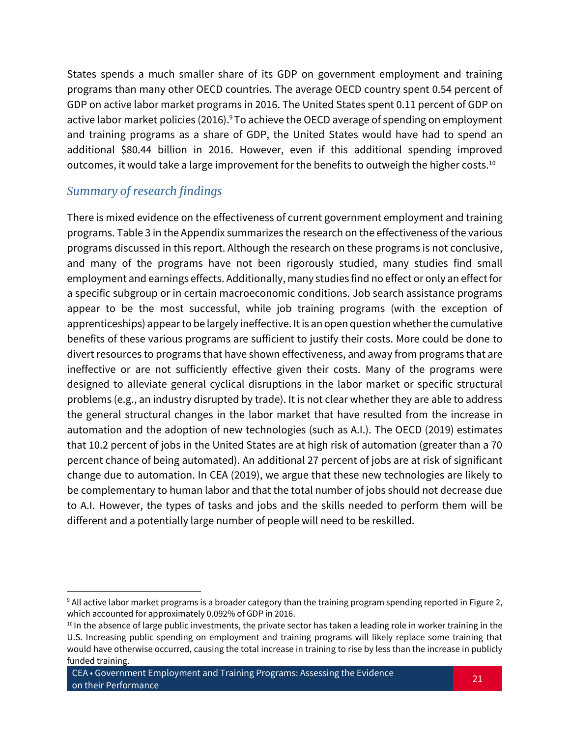States spends a much smaller share of its GDP on government employment and training programs than many other OECD countries. The average OECD country spent 0.54 percent of GDP on active labor market programs in 2016. The United States spent 0.11 percent of GDP on active labor market policies (2016).[9] To achieve the OECD average of spending on employment and training programs as a share of GDP, the United States would have had to spend an additional $80.44 billion in 2016. However, even if this additional spending improved outcomes, it would take a large improvement for the benefits to outweigh the higher costs.[10]

### *Summary of research findings*

There is mixed evidence on the effectiveness of current government employment and training programs. Table 3 in the Appendix summarizes the research on the effectiveness of the various programs discussed in this report. Although the research on these programs is not conclusive, and many of the programs have not been rigorously studied, many studies find small employment and earnings effects. Additionally, many studies find no effect or only an effect for a specific subgroup or in certain macroeconomic conditions. Job search assistance programs appear to be the most successful, while job training programs (with the exception of apprenticeships) appear to be largely ineffective. It is an open question whether the cumulative benefits of these various programs are sufficient to justify their costs. More could be done to divert resources to programs that have shown effectiveness, and away from programs that are ineffective or are not sufficiently effective given their costs. Many of the programs were designed to alleviate general cyclical disruptions in the labor market or specific structural problems (e.g., an industry disrupted by trade). It is not clear whether they are able to address the general structural changes in the labor market that have resulted from the increase in automation and the adoption of new technologies (such as A.I.). The OECD (2019) estimates that 10.2 percent of jobs in the United States are at high risk of automation (greater than a 70 percent chance of being automated). An additional 27 percent of jobs are at risk of significant change due to automation. In CEA (2019), we argue that these new technologies are likely to be complementary to human labor and that the total number of jobs should not decrease due to A.I. However, the types of tasks and jobs and the skills needed to perform them will be different and a potentially large number of people will need to be reskilled.

---

[9] All active labor market programs is a broader category than the training program spending reported in Figure 2, which accounted for approximately 0.092% of GDP in 2016.

[10] In the absence of large public investments, the private sector has taken a leading role in worker training in the U.S. Increasing public spending on employment and training programs will likely replace some training that would have otherwise occurred, causing the total increase in training to rise by less than the increase in publicly funded training.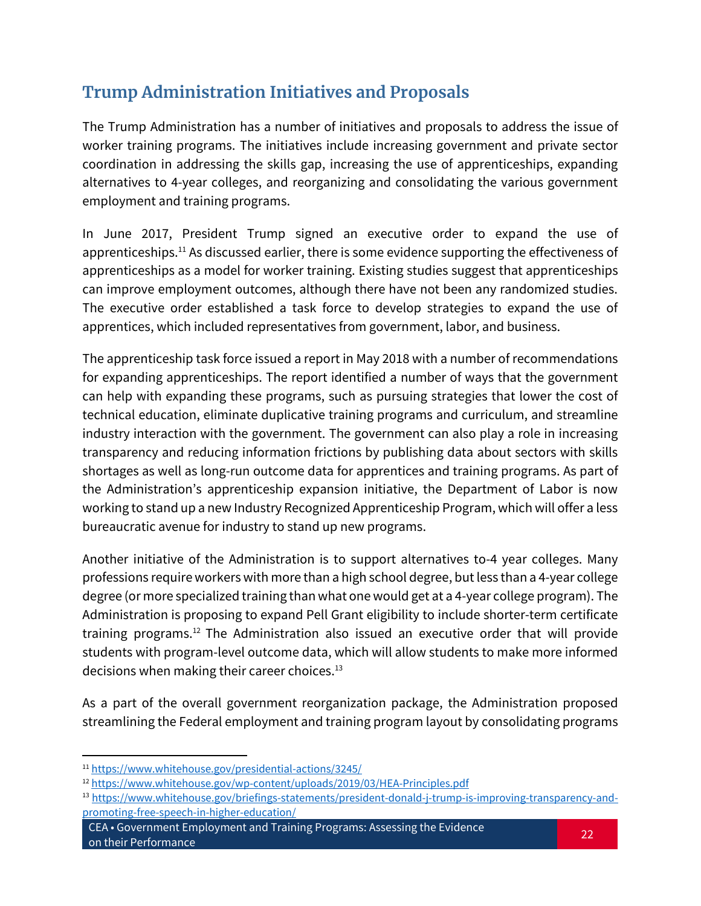## Trump Administration Initiatives and Proposals

The Trump Administration has a number of initiatives and proposals to address the issue of worker training programs. The initiatives include increasing government and private sector coordination in addressing the skills gap, increasing the use of apprenticeships, expanding alternatives to 4-year colleges, and reorganizing and consolidating the various government employment and training programs.

In June 2017, President Trump signed an executive order to expand the use of apprenticeships.[11] As discussed earlier, there is some evidence supporting the effectiveness of apprenticeships as a model for worker training. Existing studies suggest that apprenticeships can improve employment outcomes, although there have not been any randomized studies. The executive order established a task force to develop strategies to expand the use of apprentices, which included representatives from government, labor, and business.

The apprenticeship task force issued a report in May 2018 with a number of recommendations for expanding apprenticeships. The report identified a number of ways that the government can help with expanding these programs, such as pursuing strategies that lower the cost of technical education, eliminate duplicative training programs and curriculum, and streamline industry interaction with the government. The government can also play a role in increasing transparency and reducing information frictions by publishing data about sectors with skills shortages as well as long-run outcome data for apprentices and training programs. As part of the Administration's apprenticeship expansion initiative, the Department of Labor is now working to stand up a new Industry Recognized Apprenticeship Program, which will offer a less bureaucratic avenue for industry to stand up new programs.

Another initiative of the Administration is to support alternatives to-4 year colleges. Many professions require workers with more than a high school degree, but less than a 4-year college degree (or more specialized training than what one would get at a 4-year college program). The Administration is proposing to expand Pell Grant eligibility to include shorter-term certificate training programs.[12] The Administration also issued an executive order that will provide students with program-level outcome data, which will allow students to make more informed decisions when making their career choices.[13]

As a part of the overall government reorganization package, the Administration proposed streamlining the Federal employment and training program layout by consolidating programs

---

[11] https://www.whitehouse.gov/presidential-actions/3245/

[12] https://www.whitehouse.gov/wp-content/uploads/2019/03/HEA-Principles.pdf

[13] https://www.whitehouse.gov/briefings-statements/president-donald-j-trump-is-improving-transparency-and-promoting-free-speech-in-higher-education/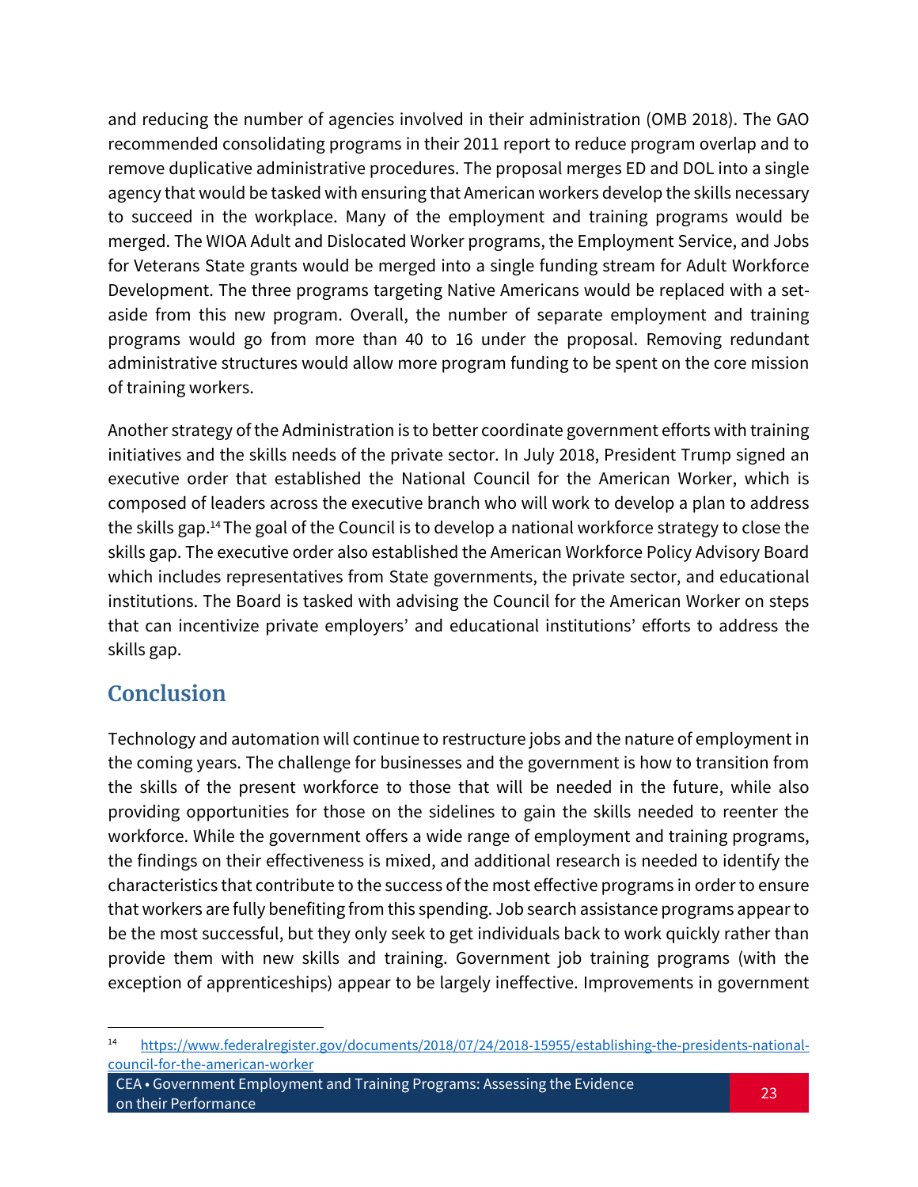and reducing the number of agencies involved in their administration (OMB 2018). The GAO recommended consolidating programs in their 2011 report to reduce program overlap and to remove duplicative administrative procedures. The proposal merges ED and DOL into a single agency that would be tasked with ensuring that American workers develop the skills necessary to succeed in the workplace. Many of the employment and training programs would be merged. The WIOA Adult and Dislocated Worker programs, the Employment Service, and Jobs for Veterans State grants would be merged into a single funding stream for Adult Workforce Development. The three programs targeting Native Americans would be replaced with a set-aside from this new program. Overall, the number of separate employment and training programs would go from more than 40 to 16 under the proposal. Removing redundant administrative structures would allow more program funding to be spent on the core mission of training workers.

Another strategy of the Administration is to better coordinate government efforts with training initiatives and the skills needs of the private sector. In July 2018, President Trump signed an executive order that established the National Council for the American Worker, which is composed of leaders across the executive branch who will work to develop a plan to address the skills gap.[14] The goal of the Council is to develop a national workforce strategy to close the skills gap. The executive order also established the American Workforce Policy Advisory Board which includes representatives from State governments, the private sector, and educational institutions. The Board is tasked with advising the Council for the American Worker on steps that can incentivize private employers' and educational institutions' efforts to address the skills gap.

## Conclusion

Technology and automation will continue to restructure jobs and the nature of employment in the coming years. The challenge for businesses and the government is how to transition from the skills of the present workforce to those that will be needed in the future, while also providing opportunities for those on the sidelines to gain the skills needed to reenter the workforce. While the government offers a wide range of employment and training programs, the findings on their effectiveness is mixed, and additional research is needed to identify the characteristics that contribute to the success of the most effective programs in order to ensure that workers are fully benefiting from this spending. Job search assistance programs appear to be the most successful, but they only seek to get individuals back to work quickly rather than provide them with new skills and training. Government job training programs (with the exception of apprenticeships) appear to be largely ineffective. Improvements in government

[14] https://www.federalregister.gov/documents/2018/07/24/2018-15955/establishing-the-presidents-national-council-for-the-american-worker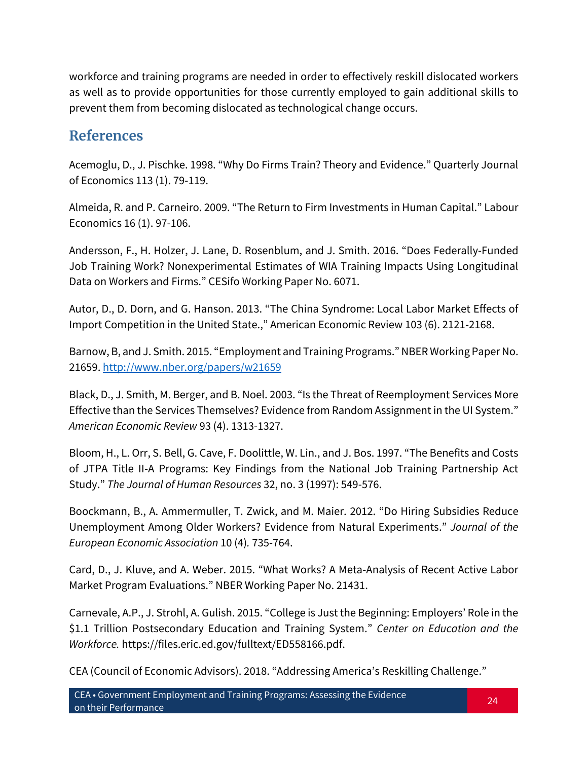workforce and training programs are needed in order to effectively reskill dislocated workers as well as to provide opportunities for those currently employed to gain additional skills to prevent them from becoming dislocated as technological change occurs.

## References

Acemoglu, D., J. Pischke. 1998. "Why Do Firms Train? Theory and Evidence." Quarterly Journal of Economics 113 (1). 79-119.

Almeida, R. and P. Carneiro. 2009. "The Return to Firm Investments in Human Capital." Labour Economics 16 (1). 97-106.

Andersson, F., H. Holzer, J. Lane, D. Rosenblum, and J. Smith. 2016. "Does Federally-Funded Job Training Work? Nonexperimental Estimates of WIA Training Impacts Using Longitudinal Data on Workers and Firms." CESifo Working Paper No. 6071.

Autor, D., D. Dorn, and G. Hanson. 2013. "The China Syndrome: Local Labor Market Effects of Import Competition in the United State.," American Economic Review 103 (6). 2121-2168.

Barnow, B, and J. Smith. 2015. "Employment and Training Programs." NBER Working Paper No. 21659. http://www.nber.org/papers/w21659

Black, D., J. Smith, M. Berger, and B. Noel. 2003. "Is the Threat of Reemployment Services More Effective than the Services Themselves? Evidence from Random Assignment in the UI System." *American Economic Review* 93 (4). 1313-1327.

Bloom, H., L. Orr, S. Bell, G. Cave, F. Doolittle, W. Lin., and J. Bos. 1997. "The Benefits and Costs of JTPA Title II-A Programs: Key Findings from the National Job Training Partnership Act Study." *The Journal of Human Resources* 32, no. 3 (1997): 549-576.

Boockmann, B., A. Ammermuller, T. Zwick, and M. Maier. 2012. "Do Hiring Subsidies Reduce Unemployment Among Older Workers? Evidence from Natural Experiments." *Journal of the European Economic Association* 10 (4). 735-764.

Card, D., J. Kluve, and A. Weber. 2015. "What Works? A Meta-Analysis of Recent Active Labor Market Program Evaluations." NBER Working Paper No. 21431.

Carnevale, A.P., J. Strohl, A. Gulish. 2015. "College is Just the Beginning: Employers' Role in the $1.1 Trillion Postsecondary Education and Training System." *Center on Education and the Workforce.* https://files.eric.ed.gov/fulltext/ED558166.pdf.

CEA (Council of Economic Advisors). 2018. "Addressing America's Reskilling Challenge."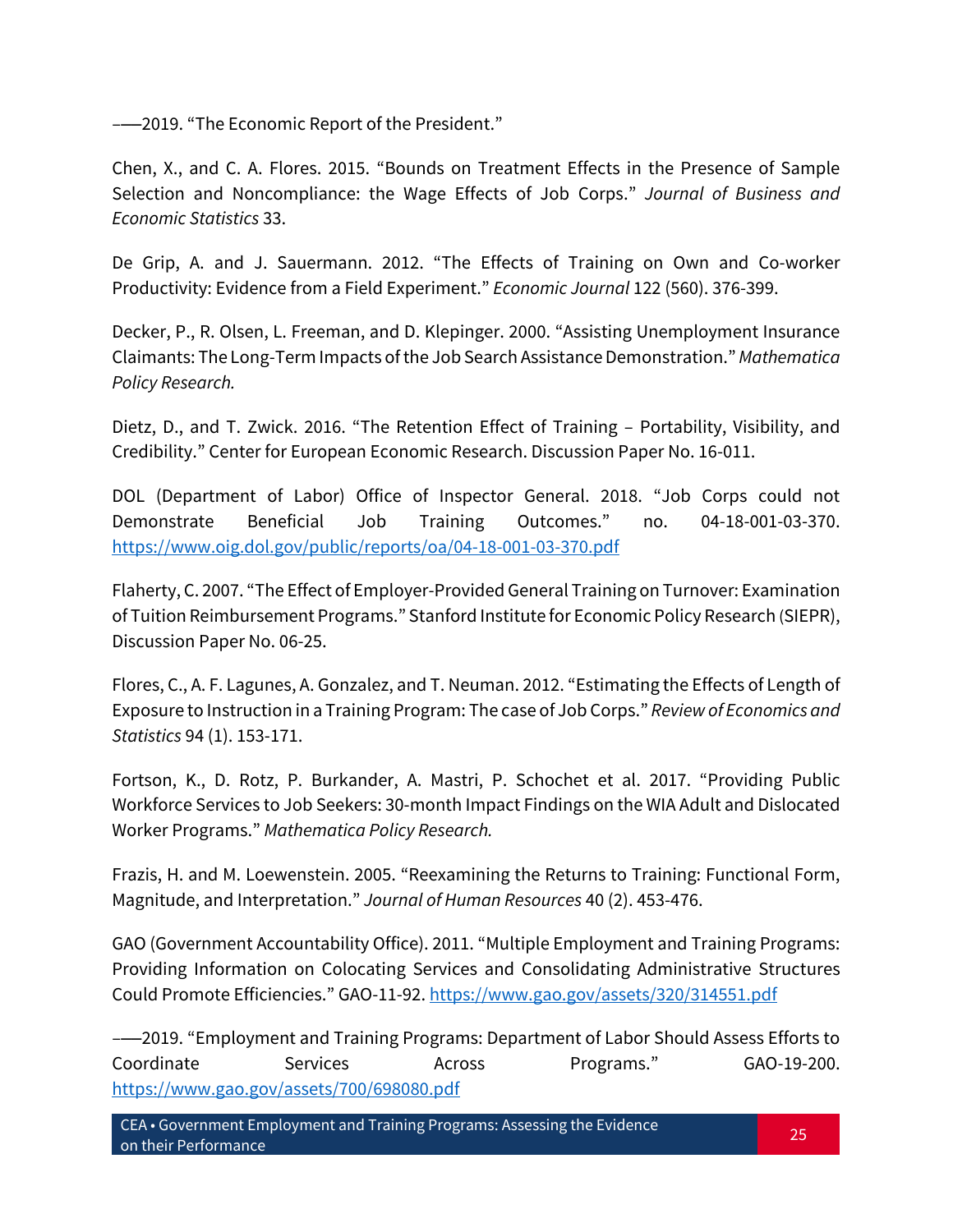——2019. “The Economic Report of the President.”

Chen, X., and C. A. Flores. 2015. “Bounds on Treatment Effects in the Presence of Sample Selection and Noncompliance: the Wage Effects of Job Corps.” *Journal of Business and Economic Statistics* 33.

De Grip, A. and J. Sauermann. 2012. “The Effects of Training on Own and Co-worker Productivity: Evidence from a Field Experiment.” *Economic Journal* 122 (560). 376-399.

Decker, P., R. Olsen, L. Freeman, and D. Klepinger. 2000. “Assisting Unemployment Insurance Claimants: The Long-Term Impacts of the Job Search Assistance Demonstration.” *Mathematica Policy Research.*

Dietz, D., and T. Zwick. 2016. “The Retention Effect of Training – Portability, Visibility, and Credibility.” Center for European Economic Research. Discussion Paper No. 16-011.

DOL (Department of Labor) Office of Inspector General. 2018. “Job Corps could not Demonstrate Beneficial Job Training Outcomes.” no. 04-18-001-03-370. https://www.oig.dol.gov/public/reports/oa/04-18-001-03-370.pdf

Flaherty, C. 2007. “The Effect of Employer-Provided General Training on Turnover: Examination of Tuition Reimbursement Programs.” Stanford Institute for Economic Policy Research (SIEPR), Discussion Paper No. 06-25.

Flores, C., A. F. Lagunes, A. Gonzalez, and T. Neuman. 2012. “Estimating the Effects of Length of Exposure to Instruction in a Training Program: The case of Job Corps.” *Review of Economics and Statistics* 94 (1). 153-171.

Fortson, K., D. Rotz, P. Burkander, A. Mastri, P. Schochet et al. 2017. “Providing Public Workforce Services to Job Seekers: 30-month Impact Findings on the WIA Adult and Dislocated Worker Programs.” *Mathematica Policy Research.*

Frazis, H. and M. Loewenstein. 2005. “Reexamining the Returns to Training: Functional Form, Magnitude, and Interpretation.” *Journal of Human Resources* 40 (2). 453-476.

GAO (Government Accountability Office). 2011. “Multiple Employment and Training Programs: Providing Information on Colocating Services and Consolidating Administrative Structures Could Promote Efficiencies.” GAO-11-92. https://www.gao.gov/assets/320/314551.pdf

——2019. “Employment and Training Programs: Department of Labor Should Assess Efforts to Coordinate Services Across Programs.” GAO-19-200. https://www.gao.gov/assets/700/698080.pdf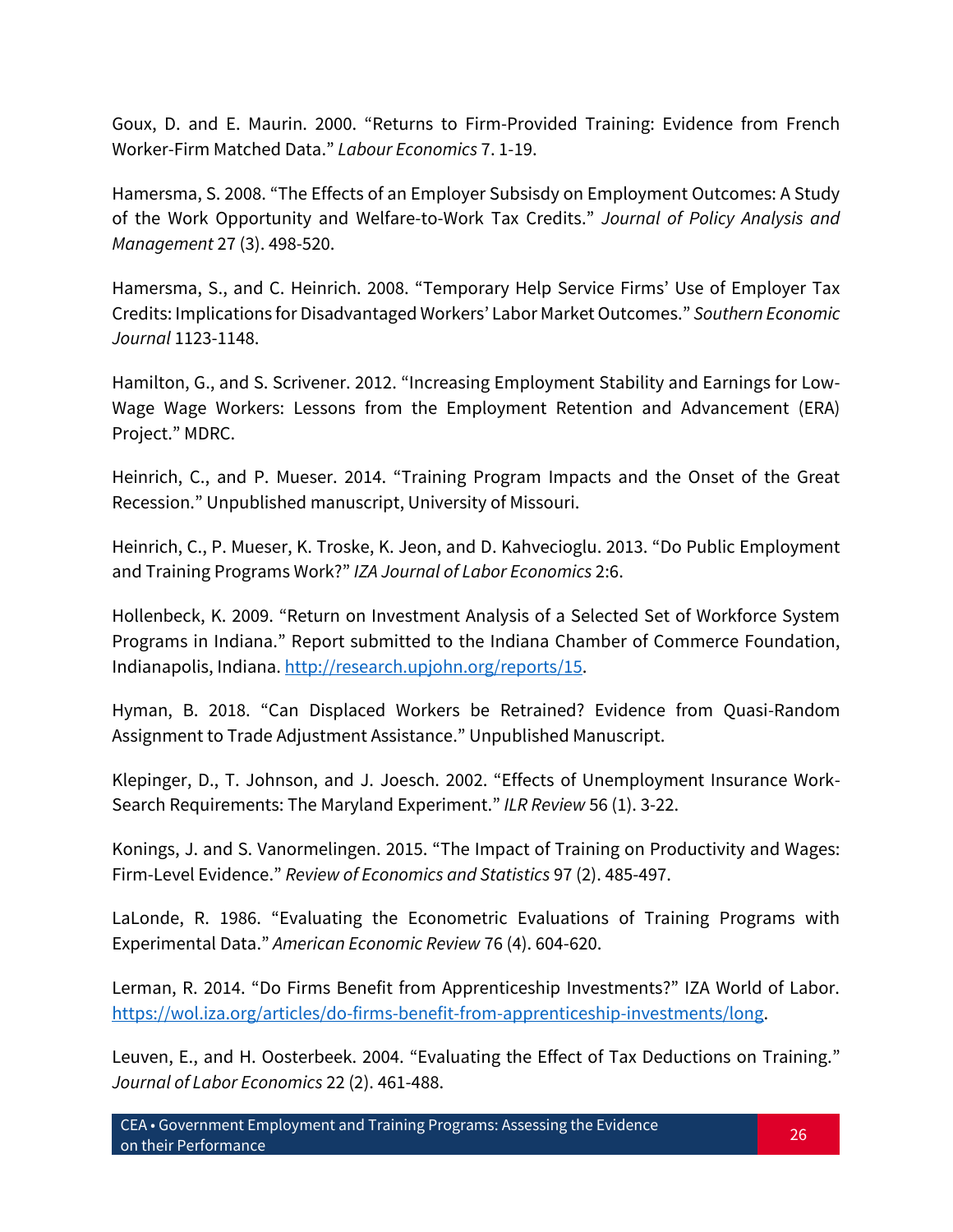Goux, D. and E. Maurin. 2000. "Returns to Firm-Provided Training: Evidence from French Worker-Firm Matched Data." *Labour Economics* 7. 1-19.

Hamersma, S. 2008. "The Effects of an Employer Subsisdy on Employment Outcomes: A Study of the Work Opportunity and Welfare-to-Work Tax Credits." *Journal of Policy Analysis and Management* 27 (3). 498-520.

Hamersma, S., and C. Heinrich. 2008. "Temporary Help Service Firms' Use of Employer Tax Credits: Implications for Disadvantaged Workers' Labor Market Outcomes." *Southern Economic Journal* 1123-1148.

Hamilton, G., and S. Scrivener. 2012. "Increasing Employment Stability and Earnings for Low-Wage Wage Workers: Lessons from the Employment Retention and Advancement (ERA) Project." MDRC.

Heinrich, C., and P. Mueser. 2014. "Training Program Impacts and the Onset of the Great Recession." Unpublished manuscript, University of Missouri.

Heinrich, C., P. Mueser, K. Troske, K. Jeon, and D. Kahvecioglu. 2013. "Do Public Employment and Training Programs Work?" *IZA Journal of Labor Economics* 2:6.

Hollenbeck, K. 2009. "Return on Investment Analysis of a Selected Set of Workforce System Programs in Indiana." Report submitted to the Indiana Chamber of Commerce Foundation, Indianapolis, Indiana. http://research.upjohn.org/reports/15.

Hyman, B. 2018. "Can Displaced Workers be Retrained? Evidence from Quasi-Random Assignment to Trade Adjustment Assistance." Unpublished Manuscript.

Klepinger, D., T. Johnson, and J. Joesch. 2002. "Effects of Unemployment Insurance Work-Search Requirements: The Maryland Experiment." *ILR Review* 56 (1). 3-22.

Konings, J. and S. Vanormelingen. 2015. "The Impact of Training on Productivity and Wages: Firm-Level Evidence." *Review of Economics and Statistics* 97 (2). 485-497.

LaLonde, R. 1986. "Evaluating the Econometric Evaluations of Training Programs with Experimental Data." *American Economic Review* 76 (4). 604-620.

Lerman, R. 2014. "Do Firms Benefit from Apprenticeship Investments?" IZA World of Labor. https://wol.iza.org/articles/do-firms-benefit-from-apprenticeship-investments/long.

Leuven, E., and H. Oosterbeek. 2004. "Evaluating the Effect of Tax Deductions on Training." *Journal of Labor Economics* 22 (2). 461-488.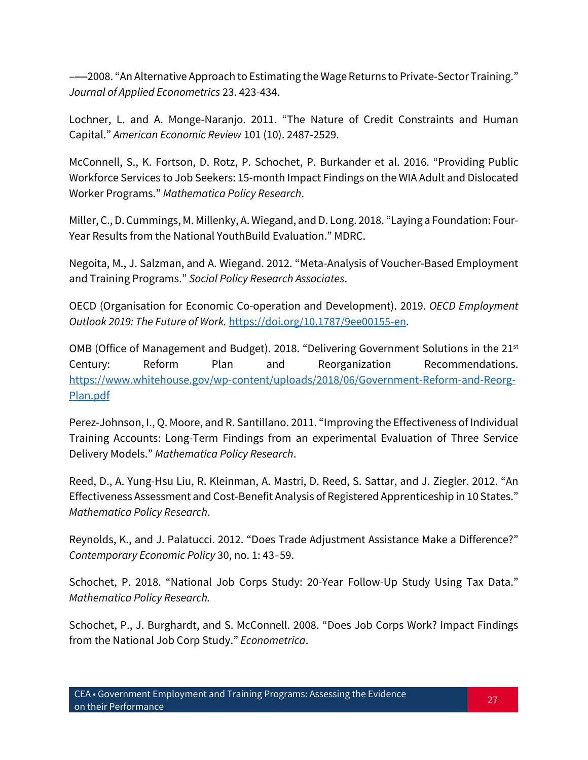–—2008. “An Alternative Approach to Estimating the Wage Returns to Private-Sector Training.” *Journal of Applied Econometrics* 23. 423-434.

Lochner, L. and A. Monge-Naranjo. 2011. “The Nature of Credit Constraints and Human Capital.” *American Economic Review* 101 (10). 2487-2529.

McConnell, S., K. Fortson, D. Rotz, P. Schochet, P. Burkander et al. 2016. “Providing Public Workforce Services to Job Seekers: 15-month Impact Findings on the WIA Adult and Dislocated Worker Programs.” *Mathematica Policy Research*.

Miller, C., D. Cummings, M. Millenky, A. Wiegand, and D. Long. 2018. “Laying a Foundation: Four-Year Results from the National YouthBuild Evaluation.” MDRC.

Negoita, M., J. Salzman, and A. Wiegand. 2012. “Meta-Analysis of Voucher-Based Employment and Training Programs.” *Social Policy Research Associates*.

OECD (Organisation for Economic Co-operation and Development). 2019. *OECD Employment Outlook 2019: The Future of Work.* https://doi.org/10.1787/9ee00155-en.

OMB (Office of Management and Budget). 2018. “Delivering Government Solutions in the 21st Century: Reform Plan and Reorganization Recommendations. https://www.whitehouse.gov/wp-content/uploads/2018/06/Government-Reform-and-Reorg-Plan.pdf

Perez-Johnson, I., Q. Moore, and R. Santillano. 2011. “Improving the Effectiveness of Individual Training Accounts: Long-Term Findings from an experimental Evaluation of Three Service Delivery Models.” *Mathematica Policy Research*.

Reed, D., A. Yung-Hsu Liu, R. Kleinman, A. Mastri, D. Reed, S. Sattar, and J. Ziegler. 2012. “An Effectiveness Assessment and Cost-Benefit Analysis of Registered Apprenticeship in 10 States.” *Mathematica Policy Research*.

Reynolds, K., and J. Palatucci. 2012. “Does Trade Adjustment Assistance Make a Difference?” *Contemporary Economic Policy* 30, no. 1: 43–59.

Schochet, P. 2018. “National Job Corps Study: 20-Year Follow-Up Study Using Tax Data.” *Mathematica Policy Research.*

Schochet, P., J. Burghardt, and S. McConnell. 2008. “Does Job Corps Work? Impact Findings from the National Job Corp Study.” *Econometrica*.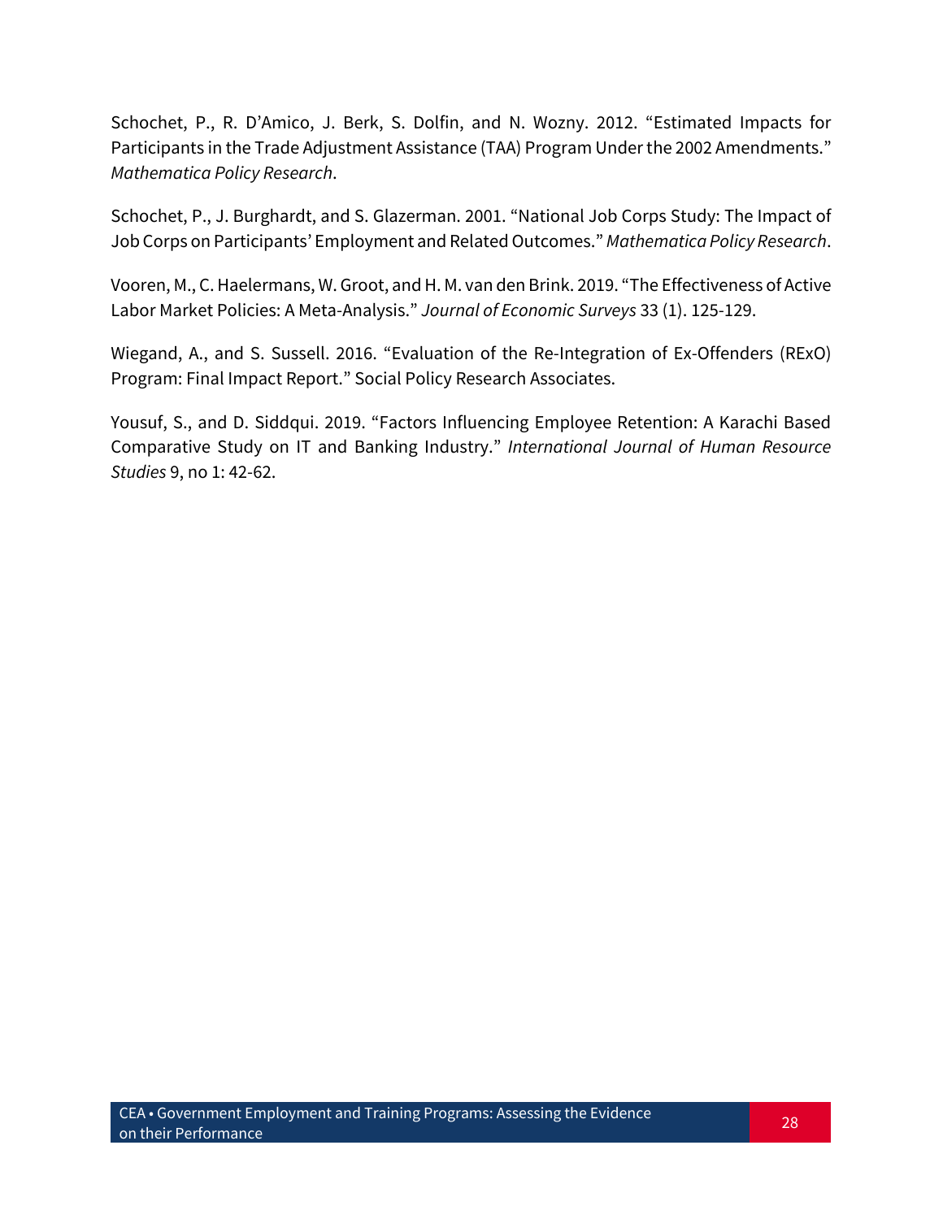Schochet, P., R. D'Amico, J. Berk, S. Dolfin, and N. Wozny. 2012. "Estimated Impacts for Participants in the Trade Adjustment Assistance (TAA) Program Under the 2002 Amendments." *Mathematica Policy Research*.

Schochet, P., J. Burghardt, and S. Glazerman. 2001. "National Job Corps Study: The Impact of Job Corps on Participants' Employment and Related Outcomes." *Mathematica Policy Research*.

Vooren, M., C. Haelermans, W. Groot, and H. M. van den Brink. 2019. "The Effectiveness of Active Labor Market Policies: A Meta-Analysis." *Journal of Economic Surveys* 33 (1). 125-129.

Wiegand, A., and S. Sussell. 2016. "Evaluation of the Re-Integration of Ex-Offenders (RExO) Program: Final Impact Report." Social Policy Research Associates.

Yousuf, S., and D. Siddqui. 2019. "Factors Influencing Employee Retention: A Karachi Based Comparative Study on IT and Banking Industry." *International Journal of Human Resource Studies* 9, no 1: 42-62.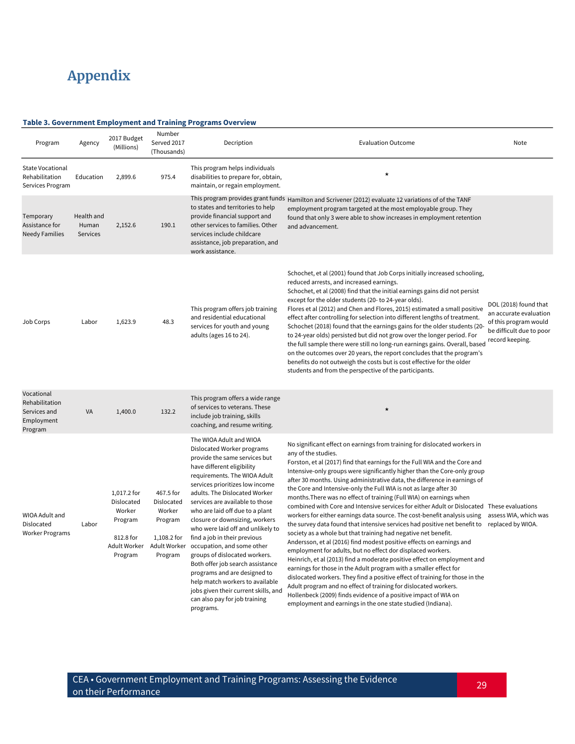# Appendix

**Table 3. Government Employment and Training Programs Overview**

| Program | Agency | 2017 Budget (Millions) | Number Served 2017 (Thousands) | Decription | Evaluation Outcome | Note |
|---|---|---|---|---|---|---|
| State Vocational Rehabilitation Services Program | Education | 2,899.6 | 975.4 | This program helps individuals disabilities to prepare for, obtain, maintain, or regain employment. | * | |
| Temporary Assistance for Needy Families | Health and Human Services | 2,152.6 | 190.1 | This program provides grant funds to states and territories to help provide financial support and other services to families. Other services include childcare assistance, job preparation, and work assistance. | Hamilton and Scrivener (2012) evaluate 12 variations of of the TANF employment program targeted at the most employable group. They found that only 3 were able to show increases in employment retention and advancement. | |
| Job Corps | Labor | 1,623.9 | 48.3 | This program offers job training and residential educational services for youth and young adults (ages 16 to 24). | Schochet, et al (2001) found that Job Corps initially increased schooling, reduced arrests, and increased earnings.<br>Schochet, et al (2008) find that the initial earnings gains did not persist except for the older students (20- to 24-year olds).<br>Flores et al (2012) and Chen and Flores, 2015) estimated a small positive effect after controlling for selection into different lengths of treatment. Schochet (2018) found that the earnings gains for the older students (20- to 24-year olds) persisted but did not grow over the longer period. For the full sample there were still no long-run earnings gains. Overall, based on the outcomes over 20 years, the report concludes that the program's benefits do not outweigh the costs but is cost effective for the older students and from the perspective of the participants. | DOL (2018) found that an accurate evaluation of this program would be difficult due to poor record keeping. |
| Vocational Rehabilitation Services and Employment Program | VA | 1,400.0 | 132.2 | This program offers a wide range of services to veterans. These include job training, skills coaching, and resume writing. | * | |
| WIOA Adult and Dislocated Worker Programs | Labor | 1,017.2 for Dislocated Worker Program<br><br>812.8 for Adult Worker Program | 467.5 for Dislocated Worker Program<br><br>1,108.2 for Adult Worker Program | The WIOA Adult and WIOA Dislocated Worker programs provide the same services but have different eligibility requirements. The WIOA Adult services prioritizes low income adults. The Dislocated Worker services are available to those who are laid off due to a plant closure or downsizing, workers who were laid off and unlikely to find a job in their previous occupation, and some other groups of dislocated workers. Both offer job search assistance programs and are designed to help match workers to available jobs given their current skills, and can also pay for job training programs. | No significant effect on earnings from training for dislocated workers in any of the studies.<br>Forston, et al (2017) find that earnings for the Full WIA and the Core and Intensive-only groups were significantly higher than the Core-only group after 30 months. Using administrative data, the difference in earnings of the Core and Intensive-only the Full WIA is not as large after 30 months.There was no effect of training (Full WIA) on earnings when combined with Core and Intensive services for either Adult or Dislocated workers for either earnings data source. The cost-benefit analysis using the survey data found that intensive services had positive net benefit to society as a whole but that training had negative net benefit.<br>Andersson, et al (2016) find modest positive effects on earnings and employment for adults, but no effect dor displaced workers.<br>Heinrich, et al (2013) find a moderate positive effect on employment and earnings for those in the Adult program with a smaller effect for dislocated workers. They find a positive effect of training for those in the Adult program and no effect of training for dislocated workers.<br>Hollenbeck (2009) finds evidence of a positive impact of WIA on employment and earnings in the one state studied (Indiana). | These evaluations assess WIA, which was replaced by WIOA. |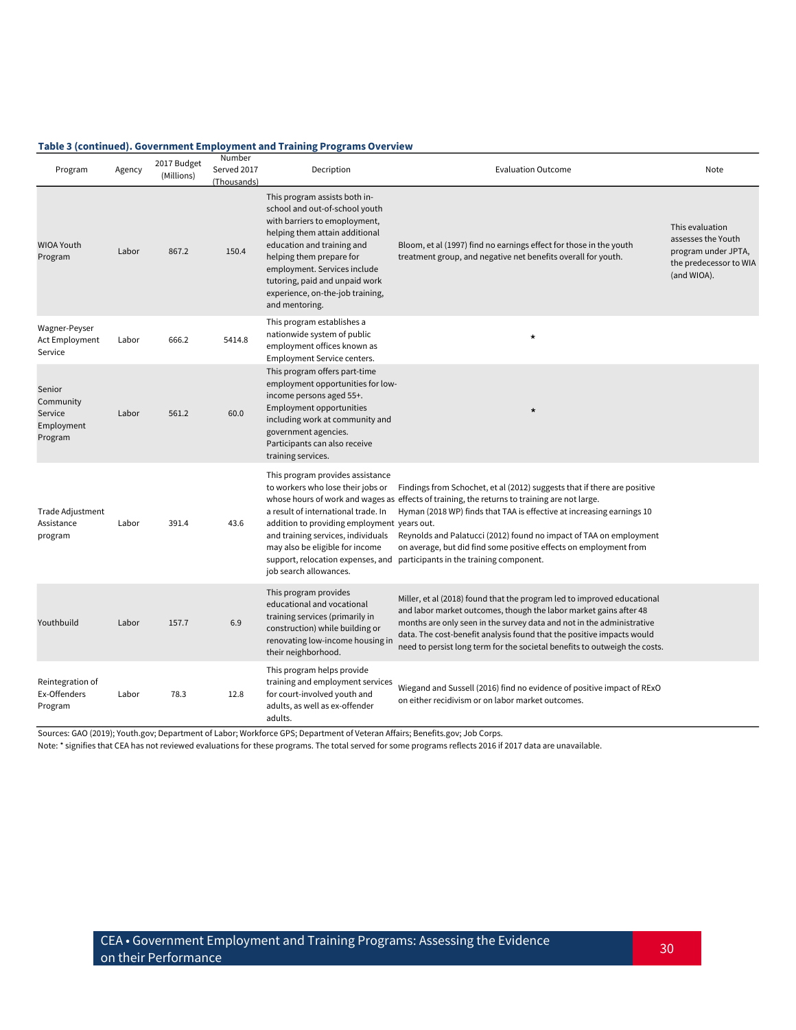**Table 3 (continued). Government Employment and Training Programs Overview**

| Program | Agency | 2017 Budget (Millions) | Number Served 2017 (Thousands) | Decription | Evaluation Outcome | Note |
|---|---|---|---|---|---|---|
| WIOA Youth Program | Labor | 867.2 | 150.4 | This program assists both in-school and out-of-school youth with barriers to emoployment, helping them attain additional education and training and helping them prepare for employment. Services include tutoring, paid and unpaid work experience, on-the-job training, and mentoring. | Bloom, et al (1997) find no earnings effect for those in the youth treatment group, and negative net benefits overall for youth. | This evaluation assesses the Youth program under JPTA, the predecessor to WIA (and WIOA). |
| Wagner-Peyser Act Employment Service | Labor | 666.2 | 5414.8 | This program establishes a nationwide system of public employment offices known as Employment Service centers. | * | |
| Senior Community Service Employment Program | Labor | 561.2 | 60.0 | This program offers part-time employment opportunities for low-income persons aged 55+. Employment opportunities including work at community and government agencies. Participants can also receive training services. | * | |
| Trade Adjustment Assistance program | Labor | 391.4 | 43.6 | This program provides assistance to workers who lose their jobs or whose hours of work and wages as a result of international trade. In addition to providing employment and training services, individuals may also be eligible for income support, relocation expenses, and job search allowances. | Findings from Schochet, et al (2012) suggests that if there are positive effects of training, the returns to training are not large. Hyman (2018 WP) finds that TAA is effective at increasing earnings 10 years out. Reynolds and Palatucci (2012) found no impact of TAA on employment on average, but did find some positive effects on employment from participants in the training component. | |
| Youthbuild | Labor | 157.7 | 6.9 | This program provides educational and vocational training services (primarily in construction) while building or renovating low-income housing in their neighborhood. | Miller, et al (2018) found that the program led to improved educational and labor market outcomes, though the labor market gains after 48 months are only seen in the survey data and not in the administrative data. The cost-benefit analysis found that the positive impacts would need to persist long term for the societal benefits to outweigh the costs. | |
| Reintegration of Ex-Offenders Program | Labor | 78.3 | 12.8 | This program helps provide training and employment services for court-involved youth and adults, as well as ex-offender adults. | Wiegand and Sussell (2016) find no evidence of positive impact of RExO on either recidivism or on labor market outcomes. | |

Sources: GAO (2019); Youth.gov; Department of Labor; Workforce GPS; Department of Veteran Affairs; Benefits.gov; Job Corps.

Note: * signifies that CEA has not reviewed evaluations for these programs. The total served for some programs reflects 2016 if 2017 data are unavailable.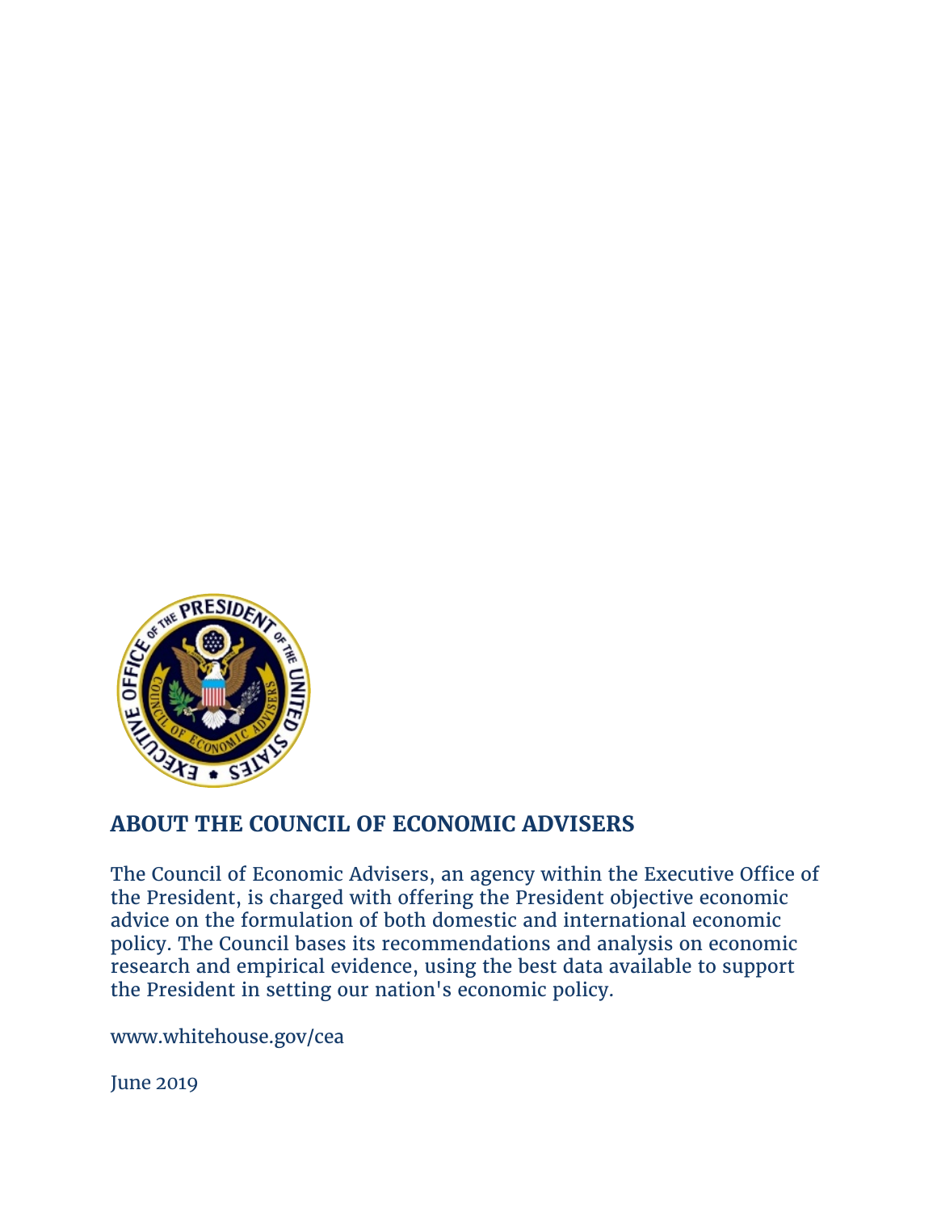## ABOUT THE COUNCIL OF ECONOMIC ADVISERS

The Council of Economic Advisers, an agency within the Executive Office of the President, is charged with offering the President objective economic advice on the formulation of both domestic and international economic policy. The Council bases its recommendations and analysis on economic research and empirical evidence, using the best data available to support the President in setting our nation's economic policy.

www.whitehouse.gov/cea

June 2019